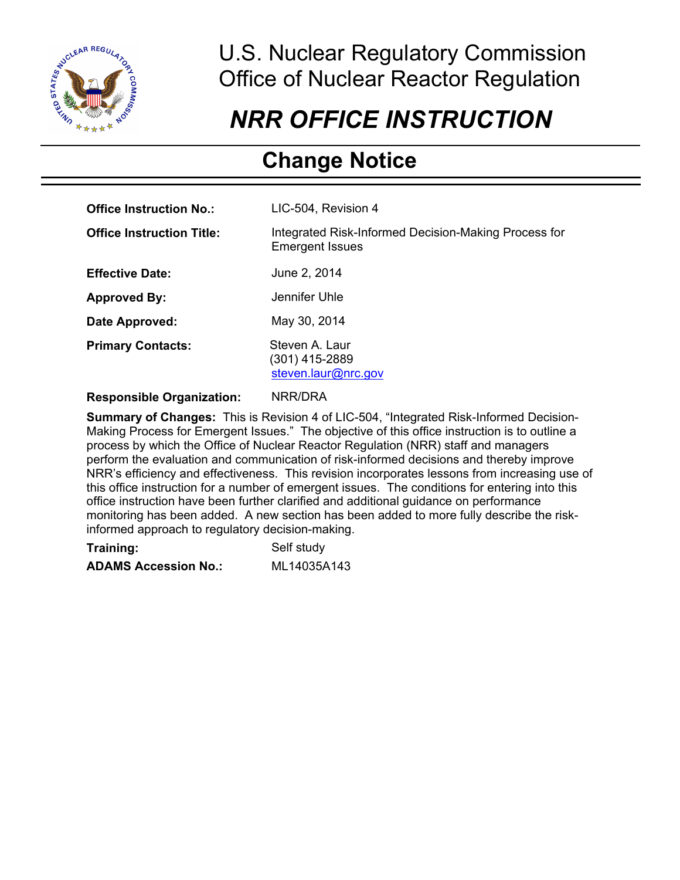# U.S. Nuclear Regulatory Commission
# Office of Nuclear Reactor Regulation

# *NRR OFFICE INSTRUCTION*

## Change Notice

| | |
|---|---|
| **Office Instruction No.:** | LIC-504, Revision 4 |
| **Office Instruction Title:** | Integrated Risk-Informed Decision-Making Process for Emergent Issues |
| **Effective Date:** | June 2, 2014 |
| **Approved By:** | Jennifer Uhle |
| **Date Approved:** | May 30, 2014 |
| **Primary Contacts:** | Steven A. Laur<br>(301) 415-2889<br>steven.laur@nrc.gov |
| **Responsible Organization:** | NRR/DRA |

**Summary of Changes:** This is Revision 4 of LIC-504, "Integrated Risk-Informed Decision-Making Process for Emergent Issues." The objective of this office instruction is to outline a process by which the Office of Nuclear Reactor Regulation (NRR) staff and managers perform the evaluation and communication of risk-informed decisions and thereby improve NRR's efficiency and effectiveness. This revision incorporates lessons from increasing use of this office instruction for a number of emergent issues. The conditions for entering into this office instruction have been further clarified and additional guidance on performance monitoring has been added. A new section has been added to more fully describe the risk-informed approach to regulatory decision-making.

| | |
|---|---|
| **Training:** | Self study |
| **ADAMS Accession No.:** | ML14035A143 |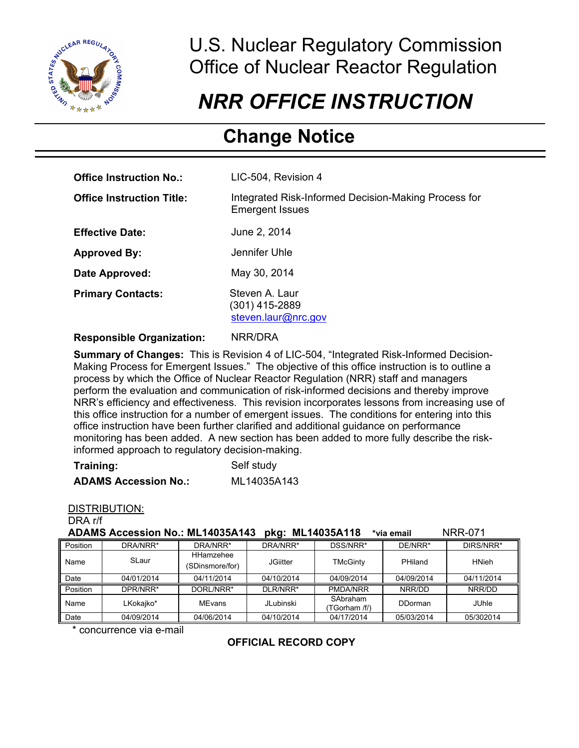U.S. Nuclear Regulatory Commission
Office of Nuclear Reactor Regulation

# *NRR OFFICE INSTRUCTION*

## Change Notice

**Office Instruction No.:** LIC-504, Revision 4

**Office Instruction Title:** Integrated Risk-Informed Decision-Making Process for Emergent Issues

**Effective Date:** June 2, 2014

**Approved By:** Jennifer Uhle

**Date Approved:** May 30, 2014

**Primary Contacts:** Steven A. Laur
(301) 415-2889
steven.laur@nrc.gov

**Responsible Organization:** NRR/DRA

**Summary of Changes:** This is Revision 4 of LIC-504, "Integrated Risk-Informed Decision-Making Process for Emergent Issues." The objective of this office instruction is to outline a process by which the Office of Nuclear Reactor Regulation (NRR) staff and managers perform the evaluation and communication of risk-informed decisions and thereby improve NRR's efficiency and effectiveness. This revision incorporates lessons from increasing use of this office instruction for a number of emergent issues. The conditions for entering into this office instruction have been further clarified and additional guidance on performance monitoring has been added. A new section has been added to more fully describe the risk-informed approach to regulatory decision-making.

**Training:** Self study

**ADAMS Accession No.:** ML14035A143

DISTRIBUTION:
DRA r/f

**ADAMS Accession No.: ML14035A143 pkg: ML14035A118** ***via email** NRR-071

| Position | DRA/NRR* | DRA/NRR* | DRA/NRR* | DSS/NRR* | DE/NRR* | DIRS/NRR* |
|---|---|---|---|---|---|---|
| Name | SLaur | HHamzehee (SDinsmore/for) | JGiitter | TMcGinty | PHiland | HNieh |
| Date | 04/01/2014 | 04/11/2014 | 04/10/2014 | 04/09/2014 | 04/09/2014 | 04/11/2014 |
| Position | DPR/NRR* | DORL/NRR* | DLR/NRR* | PMDA/NRR | NRR/DD | NRR/DD |
| Name | LKokajko* | MEvans | JLubinski | SAbraham (TGorham /f/) | DDorman | JUhle |
| Date | 04/09/2014 | 04/06/2014 | 04/10/2014 | 04/17/2014 | 05/03/2014 | 05/302014 |

\* concurrence via e-mail

**OFFICIAL RECORD COPY**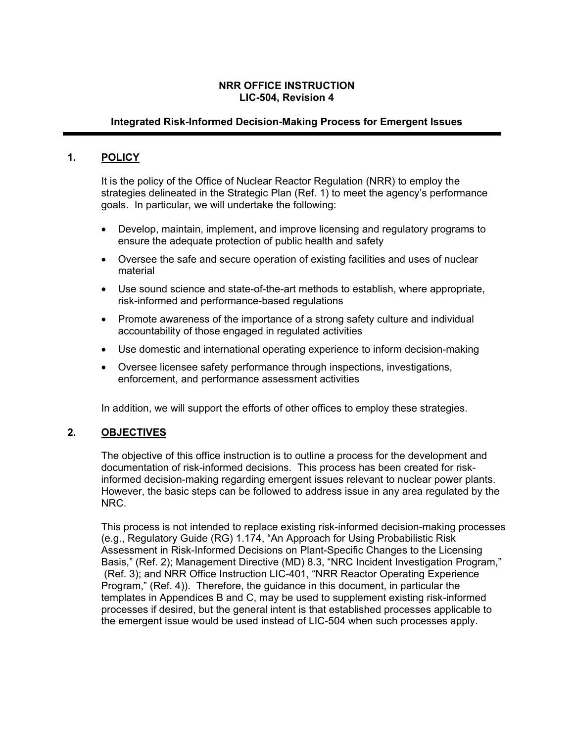**NRR OFFICE INSTRUCTION**
**LIC-504, Revision 4**

**Integrated Risk-Informed Decision-Making Process for Emergent Issues**

---

## 1. POLICY

It is the policy of the Office of Nuclear Reactor Regulation (NRR) to employ the strategies delineated in the Strategic Plan (Ref. 1) to meet the agency's performance goals. In particular, we will undertake the following:

- Develop, maintain, implement, and improve licensing and regulatory programs to ensure the adequate protection of public health and safety
- Oversee the safe and secure operation of existing facilities and uses of nuclear material
- Use sound science and state-of-the-art methods to establish, where appropriate, risk-informed and performance-based regulations
- Promote awareness of the importance of a strong safety culture and individual accountability of those engaged in regulated activities
- Use domestic and international operating experience to inform decision-making
- Oversee licensee safety performance through inspections, investigations, enforcement, and performance assessment activities

In addition, we will support the efforts of other offices to employ these strategies.

## 2. OBJECTIVES

The objective of this office instruction is to outline a process for the development and documentation of risk-informed decisions. This process has been created for risk-informed decision-making regarding emergent issues relevant to nuclear power plants. However, the basic steps can be followed to address issue in any area regulated by the NRC.

This process is not intended to replace existing risk-informed decision-making processes (e.g., Regulatory Guide (RG) 1.174, "An Approach for Using Probabilistic Risk Assessment in Risk-Informed Decisions on Plant-Specific Changes to the Licensing Basis," (Ref. 2); Management Directive (MD) 8.3, "NRC Incident Investigation Program," (Ref. 3); and NRR Office Instruction LIC-401, "NRR Reactor Operating Experience Program," (Ref. 4)). Therefore, the guidance in this document, in particular the templates in Appendices B and C, may be used to supplement existing risk-informed processes if desired, but the general intent is that established processes applicable to the emergent issue would be used instead of LIC-504 when such processes apply.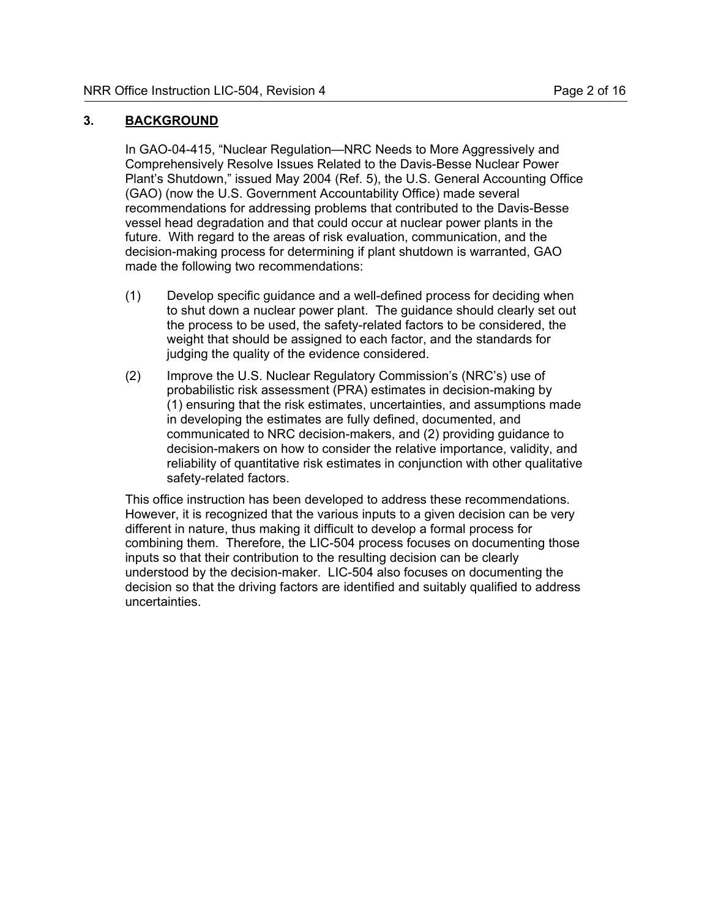## 3. **BACKGROUND**

In GAO-04-415, "Nuclear Regulation—NRC Needs to More Aggressively and Comprehensively Resolve Issues Related to the Davis-Besse Nuclear Power Plant's Shutdown," issued May 2004 (Ref. 5), the U.S. General Accounting Office (GAO) (now the U.S. Government Accountability Office) made several recommendations for addressing problems that contributed to the Davis-Besse vessel head degradation and that could occur at nuclear power plants in the future. With regard to the areas of risk evaluation, communication, and the decision-making process for determining if plant shutdown is warranted, GAO made the following two recommendations:

(1) Develop specific guidance and a well-defined process for deciding when to shut down a nuclear power plant. The guidance should clearly set out the process to be used, the safety-related factors to be considered, the weight that should be assigned to each factor, and the standards for judging the quality of the evidence considered.

(2) Improve the U.S. Nuclear Regulatory Commission's (NRC's) use of probabilistic risk assessment (PRA) estimates in decision-making by (1) ensuring that the risk estimates, uncertainties, and assumptions made in developing the estimates are fully defined, documented, and communicated to NRC decision-makers, and (2) providing guidance to decision-makers on how to consider the relative importance, validity, and reliability of quantitative risk estimates in conjunction with other qualitative safety-related factors.

This office instruction has been developed to address these recommendations. However, it is recognized that the various inputs to a given decision can be very different in nature, thus making it difficult to develop a formal process for combining them. Therefore, the LIC-504 process focuses on documenting those inputs so that their contribution to the resulting decision can be clearly understood by the decision-maker. LIC-504 also focuses on documenting the decision so that the driving factors are identified and suitably qualified to address uncertainties.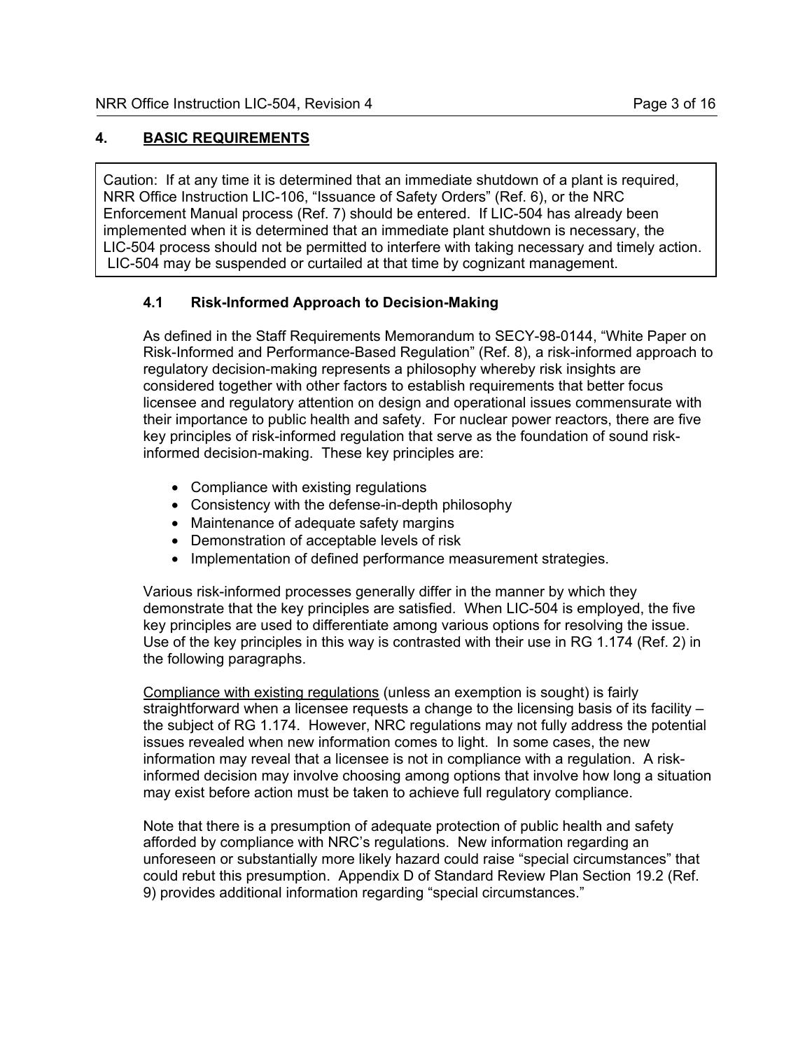## 4. BASIC REQUIREMENTS

> Caution: If at any time it is determined that an immediate shutdown of a plant is required, NRR Office Instruction LIC-106, "Issuance of Safety Orders" (Ref. 6), or the NRC Enforcement Manual process (Ref. 7) should be entered. If LIC-504 has already been implemented when it is determined that an immediate plant shutdown is necessary, the LIC-504 process should not be permitted to interfere with taking necessary and timely action. LIC-504 may be suspended or curtailed at that time by cognizant management.

### 4.1 Risk-Informed Approach to Decision-Making

As defined in the Staff Requirements Memorandum to SECY-98-0144, "White Paper on Risk-Informed and Performance-Based Regulation" (Ref. 8), a risk-informed approach to regulatory decision-making represents a philosophy whereby risk insights are considered together with other factors to establish requirements that better focus licensee and regulatory attention on design and operational issues commensurate with their importance to public health and safety. For nuclear power reactors, there are five key principles of risk-informed regulation that serve as the foundation of sound risk-informed decision-making. These key principles are:

- Compliance with existing regulations
- Consistency with the defense-in-depth philosophy
- Maintenance of adequate safety margins
- Demonstration of acceptable levels of risk
- Implementation of defined performance measurement strategies.

Various risk-informed processes generally differ in the manner by which they demonstrate that the key principles are satisfied. When LIC-504 is employed, the five key principles are used to differentiate among various options for resolving the issue. Use of the key principles in this way is contrasted with their use in RG 1.174 (Ref. 2) in the following paragraphs.

Compliance with existing regulations (unless an exemption is sought) is fairly straightforward when a licensee requests a change to the licensing basis of its facility – the subject of RG 1.174. However, NRC regulations may not fully address the potential issues revealed when new information comes to light. In some cases, the new information may reveal that a licensee is not in compliance with a regulation. A risk-informed decision may involve choosing among options that involve how long a situation may exist before action must be taken to achieve full regulatory compliance.

Note that there is a presumption of adequate protection of public health and safety afforded by compliance with NRC's regulations. New information regarding an unforeseen or substantially more likely hazard could raise "special circumstances" that could rebut this presumption. Appendix D of Standard Review Plan Section 19.2 (Ref. 9) provides additional information regarding "special circumstances."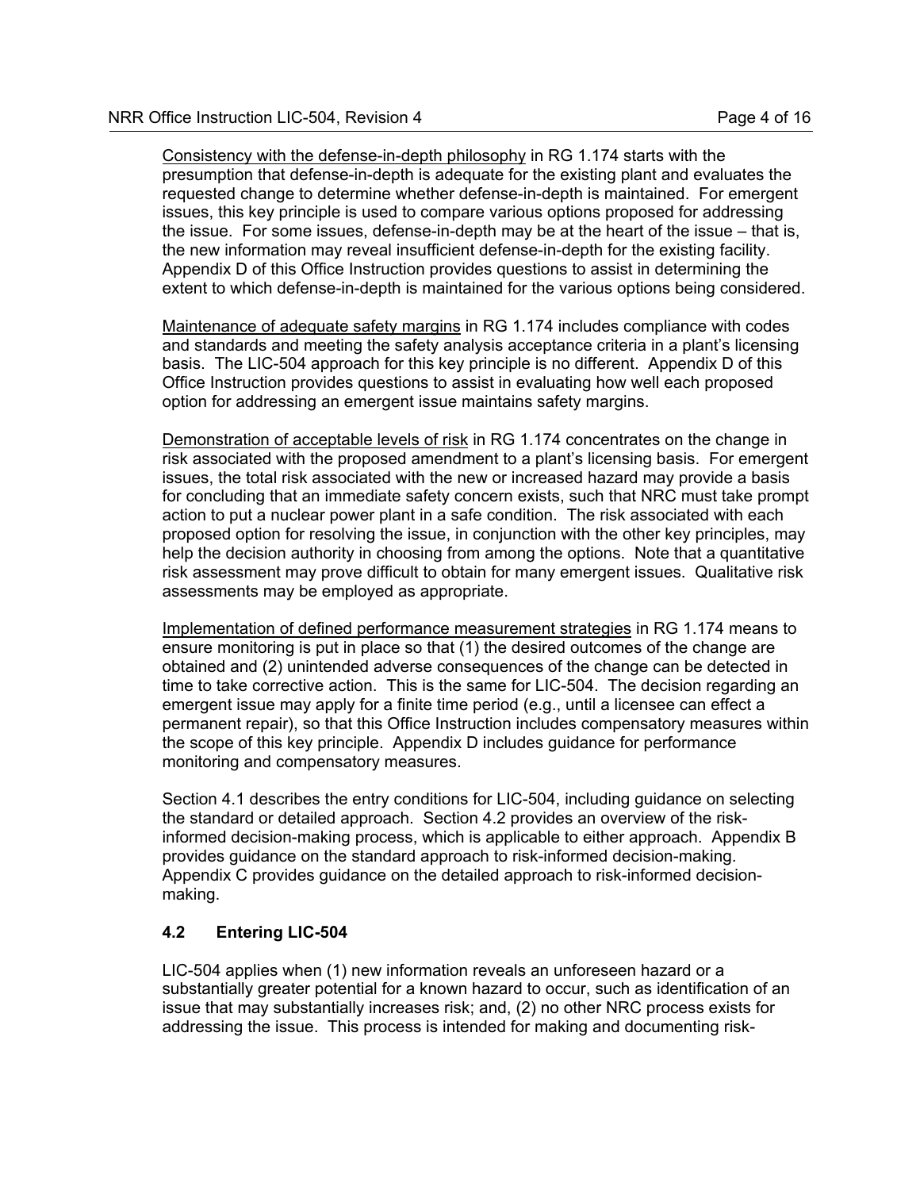Consistency with the defense-in-depth philosophy in RG 1.174 starts with the presumption that defense-in-depth is adequate for the existing plant and evaluates the requested change to determine whether defense-in-depth is maintained. For emergent issues, this key principle is used to compare various options proposed for addressing the issue. For some issues, defense-in-depth may be at the heart of the issue – that is, the new information may reveal insufficient defense-in-depth for the existing facility. Appendix D of this Office Instruction provides questions to assist in determining the extent to which defense-in-depth is maintained for the various options being considered.

Maintenance of adequate safety margins in RG 1.174 includes compliance with codes and standards and meeting the safety analysis acceptance criteria in a plant's licensing basis. The LIC-504 approach for this key principle is no different. Appendix D of this Office Instruction provides questions to assist in evaluating how well each proposed option for addressing an emergent issue maintains safety margins.

Demonstration of acceptable levels of risk in RG 1.174 concentrates on the change in risk associated with the proposed amendment to a plant's licensing basis. For emergent issues, the total risk associated with the new or increased hazard may provide a basis for concluding that an immediate safety concern exists, such that NRC must take prompt action to put a nuclear power plant in a safe condition. The risk associated with each proposed option for resolving the issue, in conjunction with the other key principles, may help the decision authority in choosing from among the options. Note that a quantitative risk assessment may prove difficult to obtain for many emergent issues. Qualitative risk assessments may be employed as appropriate.

Implementation of defined performance measurement strategies in RG 1.174 means to ensure monitoring is put in place so that (1) the desired outcomes of the change are obtained and (2) unintended adverse consequences of the change can be detected in time to take corrective action. This is the same for LIC-504. The decision regarding an emergent issue may apply for a finite time period (e.g., until a licensee can effect a permanent repair), so that this Office Instruction includes compensatory measures within the scope of this key principle. Appendix D includes guidance for performance monitoring and compensatory measures.

Section 4.1 describes the entry conditions for LIC-504, including guidance on selecting the standard or detailed approach. Section 4.2 provides an overview of the risk-informed decision-making process, which is applicable to either approach. Appendix B provides guidance on the standard approach to risk-informed decision-making. Appendix C provides guidance on the detailed approach to risk-informed decision-making.

### 4.2 Entering LIC-504

LIC-504 applies when (1) new information reveals an unforeseen hazard or a substantially greater potential for a known hazard to occur, such as identification of an issue that may substantially increases risk; and, (2) no other NRC process exists for addressing the issue. This process is intended for making and documenting risk-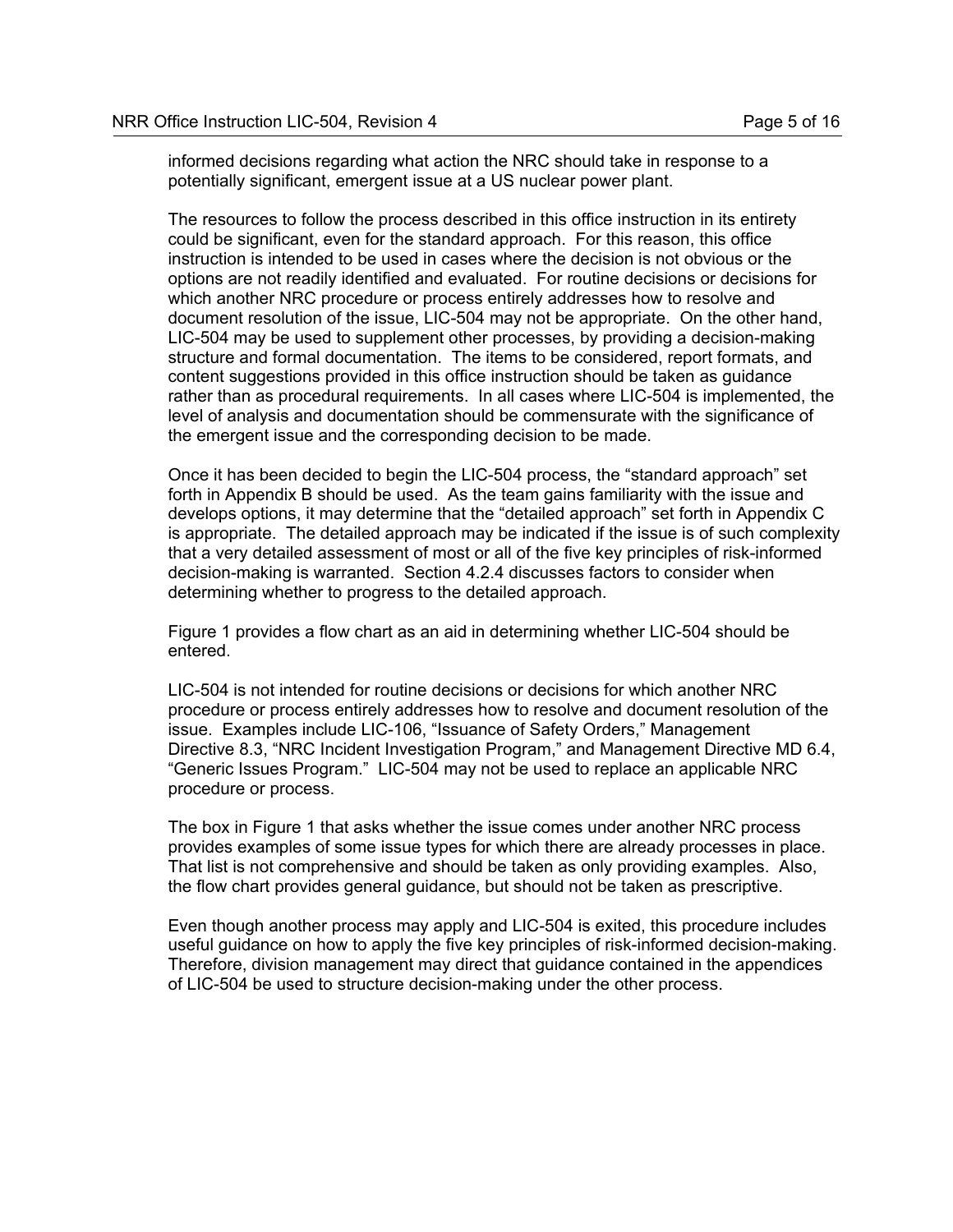informed decisions regarding what action the NRC should take in response to a potentially significant, emergent issue at a US nuclear power plant.

The resources to follow the process described in this office instruction in its entirety could be significant, even for the standard approach. For this reason, this office instruction is intended to be used in cases where the decision is not obvious or the options are not readily identified and evaluated. For routine decisions or decisions for which another NRC procedure or process entirely addresses how to resolve and document resolution of the issue, LIC-504 may not be appropriate. On the other hand, LIC-504 may be used to supplement other processes, by providing a decision-making structure and formal documentation. The items to be considered, report formats, and content suggestions provided in this office instruction should be taken as guidance rather than as procedural requirements. In all cases where LIC-504 is implemented, the level of analysis and documentation should be commensurate with the significance of the emergent issue and the corresponding decision to be made.

Once it has been decided to begin the LIC-504 process, the "standard approach" set forth in Appendix B should be used. As the team gains familiarity with the issue and develops options, it may determine that the "detailed approach" set forth in Appendix C is appropriate. The detailed approach may be indicated if the issue is of such complexity that a very detailed assessment of most or all of the five key principles of risk-informed decision-making is warranted. Section 4.2.4 discusses factors to consider when determining whether to progress to the detailed approach.

Figure 1 provides a flow chart as an aid in determining whether LIC-504 should be entered.

LIC-504 is not intended for routine decisions or decisions for which another NRC procedure or process entirely addresses how to resolve and document resolution of the issue. Examples include LIC-106, "Issuance of Safety Orders," Management Directive 8.3, "NRC Incident Investigation Program," and Management Directive MD 6.4, "Generic Issues Program." LIC-504 may not be used to replace an applicable NRC procedure or process.

The box in Figure 1 that asks whether the issue comes under another NRC process provides examples of some issue types for which there are already processes in place. That list is not comprehensive and should be taken as only providing examples. Also, the flow chart provides general guidance, but should not be taken as prescriptive.

Even though another process may apply and LIC-504 is exited, this procedure includes useful guidance on how to apply the five key principles of risk-informed decision-making. Therefore, division management may direct that guidance contained in the appendices of LIC-504 be used to structure decision-making under the other process.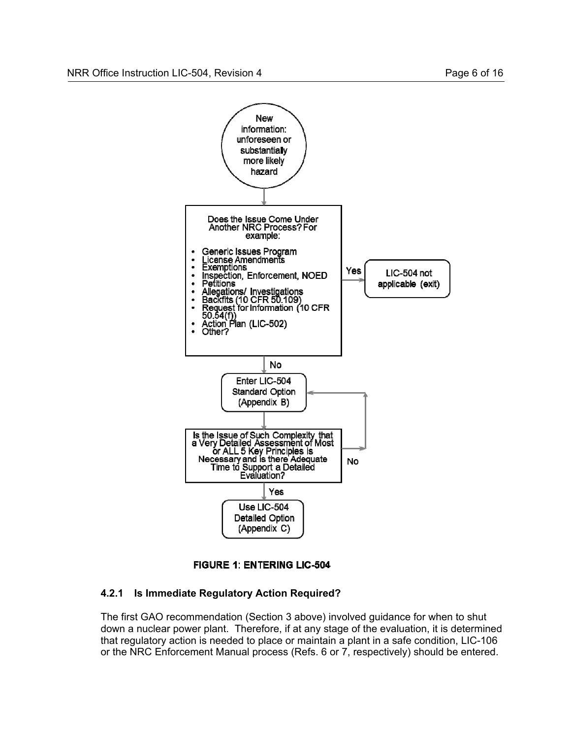New information: unforeseen or substantially more likely hazard

**Does the Issue Come Under Another NRC Process? For example:**

- Generic Issues Program
- License Amendments
- Exemptions
- Inspection, Enforcement, NOED
- Petitions
- Allegations/ Investigations
- Backfits (10 CFR 50.109)
- Request for Information (10 CFR 50.54(f))
- Action Plan (LIC-502)
- Other?

Yes → LIC-504 not applicable (exit)

No → Enter LIC-504 Standard Option (Appendix B)

**Is the Issue of Such Complexity that a Very Detailed Assessment of Most or ALL 5 Key Principles is Necessary and is there Adequate Time to Support a Detailed Evaluation?**

No → Enter LIC-504 Standard Option (Appendix B)

Yes → Use LIC-504 Detailed Option (Appendix C)

**FIGURE 1: ENTERING LIC-504**

#### 4.2.1 Is Immediate Regulatory Action Required?

The first GAO recommendation (Section 3 above) involved guidance for when to shut down a nuclear power plant. Therefore, if at any stage of the evaluation, it is determined that regulatory action is needed to place or maintain a plant in a safe condition, LIC-106 or the NRC Enforcement Manual process (Refs. 6 or 7, respectively) should be entered.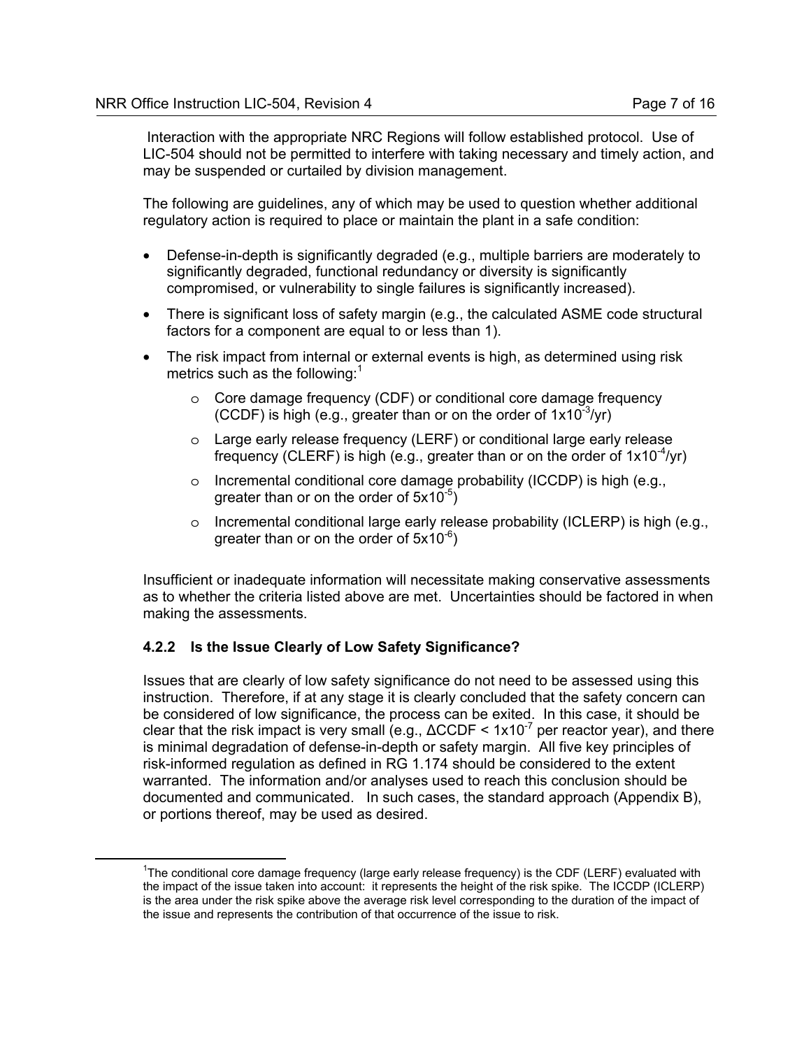Interaction with the appropriate NRC Regions will follow established protocol. Use of LIC-504 should not be permitted to interfere with taking necessary and timely action, and may be suspended or curtailed by division management.

The following are guidelines, any of which may be used to question whether additional regulatory action is required to place or maintain the plant in a safe condition:

- Defense-in-depth is significantly degraded (e.g., multiple barriers are moderately to significantly degraded, functional redundancy or diversity is significantly compromised, or vulnerability to single failures is significantly increased).
- There is significant loss of safety margin (e.g., the calculated ASME code structural factors for a component are equal to or less than 1).
- The risk impact from internal or external events is high, as determined using risk metrics such as the following:[1]
  - Core damage frequency (CDF) or conditional core damage frequency (CCDF) is high (e.g., greater than or on the order of $1 \times 10^{-3}$/yr)
  - Large early release frequency (LERF) or conditional large early release frequency (CLERF) is high (e.g., greater than or on the order of $1 \times 10^{-4}$/yr)
  - Incremental conditional core damage probability (ICCDP) is high (e.g., greater than or on the order of $5 \times 10^{-5}$)
  - Incremental conditional large early release probability (ICLERP) is high (e.g., greater than or on the order of $5 \times 10^{-6}$)

Insufficient or inadequate information will necessitate making conservative assessments as to whether the criteria listed above are met. Uncertainties should be factored in when making the assessments.

### 4.2.2 Is the Issue Clearly of Low Safety Significance?

Issues that are clearly of low safety significance do not need to be assessed using this instruction. Therefore, if at any stage it is clearly concluded that the safety concern can be considered of low significance, the process can be exited. In this case, it should be clear that the risk impact is very small (e.g., $\Delta$CCDF < $1 \times 10^{-7}$ per reactor year), and there is minimal degradation of defense-in-depth or safety margin. All five key principles of risk-informed regulation as defined in RG 1.174 should be considered to the extent warranted. The information and/or analyses used to reach this conclusion should be documented and communicated. In such cases, the standard approach (Appendix B), or portions thereof, may be used as desired.

---

[1]The conditional core damage frequency (large early release frequency) is the CDF (LERF) evaluated with the impact of the issue taken into account: it represents the height of the risk spike. The ICCDP (ICLERP) is the area under the risk spike above the average risk level corresponding to the duration of the impact of the issue and represents the contribution of that occurrence of the issue to risk.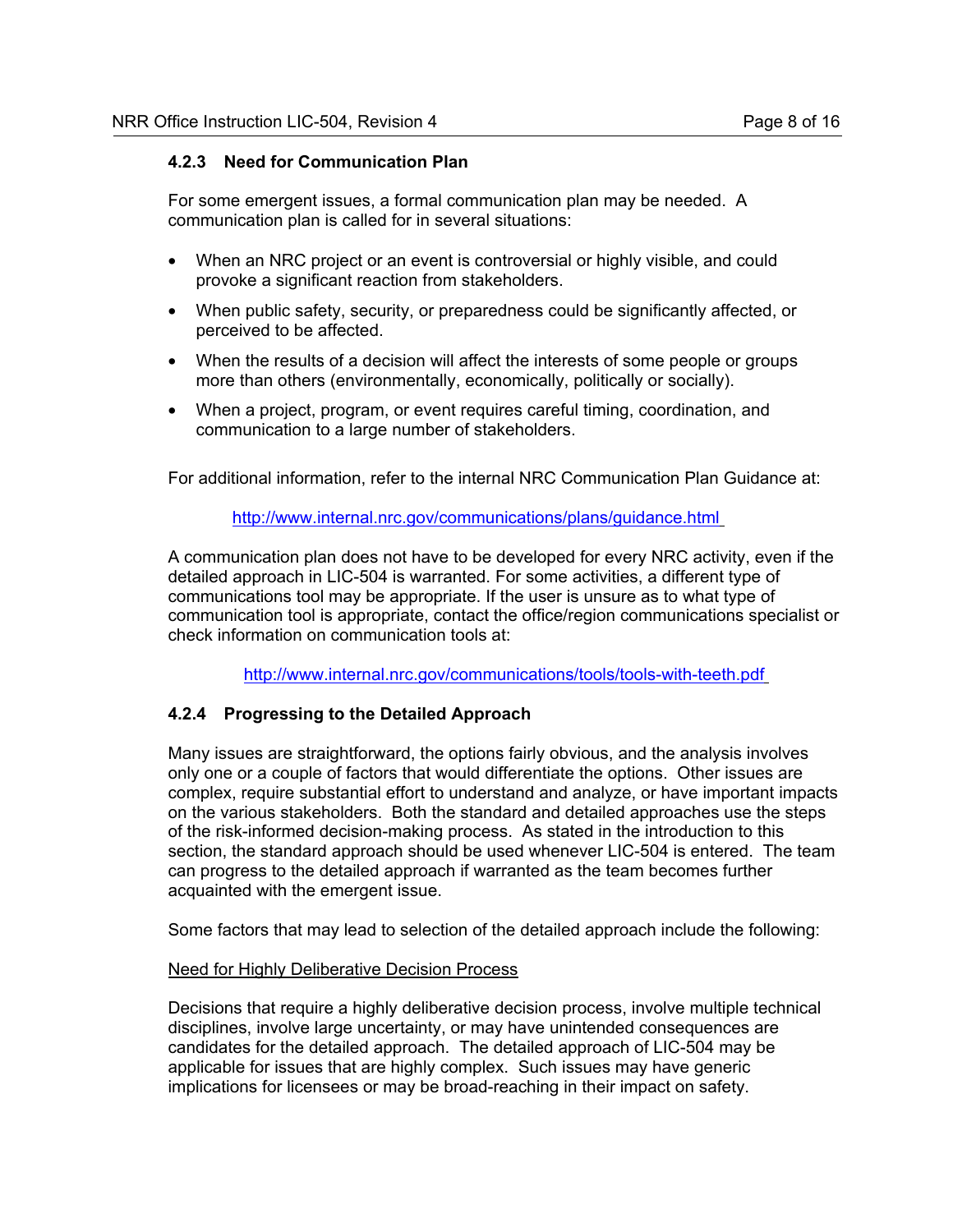#### 4.2.3 Need for Communication Plan

For some emergent issues, a formal communication plan may be needed. A communication plan is called for in several situations:

- When an NRC project or an event is controversial or highly visible, and could provoke a significant reaction from stakeholders.
- When public safety, security, or preparedness could be significantly affected, or perceived to be affected.
- When the results of a decision will affect the interests of some people or groups more than others (environmentally, economically, politically or socially).
- When a project, program, or event requires careful timing, coordination, and communication to a large number of stakeholders.

For additional information, refer to the internal NRC Communication Plan Guidance at:

http://www.internal.nrc.gov/communications/plans/guidance.html

A communication plan does not have to be developed for every NRC activity, even if the detailed approach in LIC-504 is warranted. For some activities, a different type of communications tool may be appropriate. If the user is unsure as to what type of communication tool is appropriate, contact the office/region communications specialist or check information on communication tools at:

http://www.internal.nrc.gov/communications/tools/tools-with-teeth.pdf

#### 4.2.4 Progressing to the Detailed Approach

Many issues are straightforward, the options fairly obvious, and the analysis involves only one or a couple of factors that would differentiate the options. Other issues are complex, require substantial effort to understand and analyze, or have important impacts on the various stakeholders. Both the standard and detailed approaches use the steps of the risk-informed decision-making process. As stated in the introduction to this section, the standard approach should be used whenever LIC-504 is entered. The team can progress to the detailed approach if warranted as the team becomes further acquainted with the emergent issue.

Some factors that may lead to selection of the detailed approach include the following:

Need for Highly Deliberative Decision Process

Decisions that require a highly deliberative decision process, involve multiple technical disciplines, involve large uncertainty, or may have unintended consequences are candidates for the detailed approach. The detailed approach of LIC-504 may be applicable for issues that are highly complex. Such issues may have generic implications for licensees or may be broad-reaching in their impact on safety.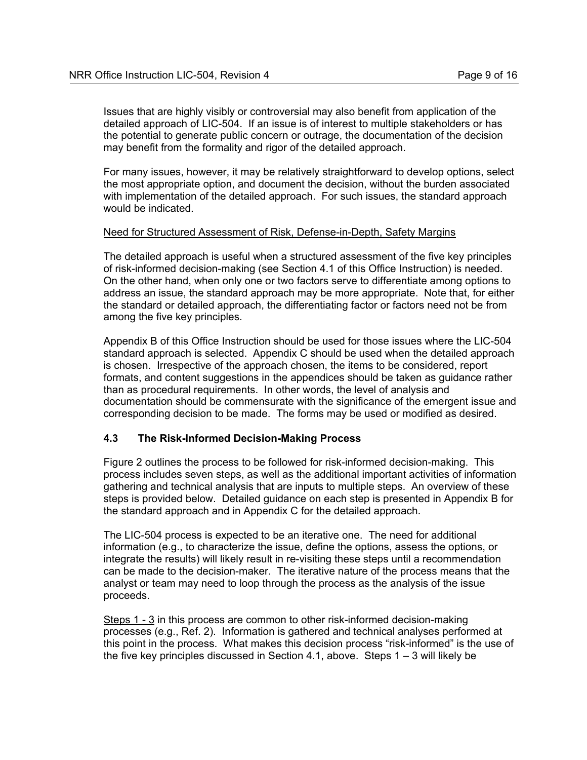Issues that are highly visibly or controversial may also benefit from application of the detailed approach of LIC-504. If an issue is of interest to multiple stakeholders or has the potential to generate public concern or outrage, the documentation of the decision may benefit from the formality and rigor of the detailed approach.

For many issues, however, it may be relatively straightforward to develop options, select the most appropriate option, and document the decision, without the burden associated with implementation of the detailed approach. For such issues, the standard approach would be indicated.

Need for Structured Assessment of Risk, Defense-in-Depth, Safety Margins

The detailed approach is useful when a structured assessment of the five key principles of risk-informed decision-making (see Section 4.1 of this Office Instruction) is needed. On the other hand, when only one or two factors serve to differentiate among options to address an issue, the standard approach may be more appropriate. Note that, for either the standard or detailed approach, the differentiating factor or factors need not be from among the five key principles.

Appendix B of this Office Instruction should be used for those issues where the LIC-504 standard approach is selected. Appendix C should be used when the detailed approach is chosen. Irrespective of the approach chosen, the items to be considered, report formats, and content suggestions in the appendices should be taken as guidance rather than as procedural requirements. In other words, the level of analysis and documentation should be commensurate with the significance of the emergent issue and corresponding decision to be made. The forms may be used or modified as desired.

### 4.3 The Risk-Informed Decision-Making Process

Figure 2 outlines the process to be followed for risk-informed decision-making. This process includes seven steps, as well as the additional important activities of information gathering and technical analysis that are inputs to multiple steps. An overview of these steps is provided below. Detailed guidance on each step is presented in Appendix B for the standard approach and in Appendix C for the detailed approach.

The LIC-504 process is expected to be an iterative one. The need for additional information (e.g., to characterize the issue, define the options, assess the options, or integrate the results) will likely result in re-visiting these steps until a recommendation can be made to the decision-maker. The iterative nature of the process means that the analyst or team may need to loop through the process as the analysis of the issue proceeds.

Steps 1 - 3 in this process are common to other risk-informed decision-making processes (e.g., Ref. 2). Information is gathered and technical analyses performed at this point in the process. What makes this decision process "risk-informed" is the use of the five key principles discussed in Section 4.1, above. Steps 1 – 3 will likely be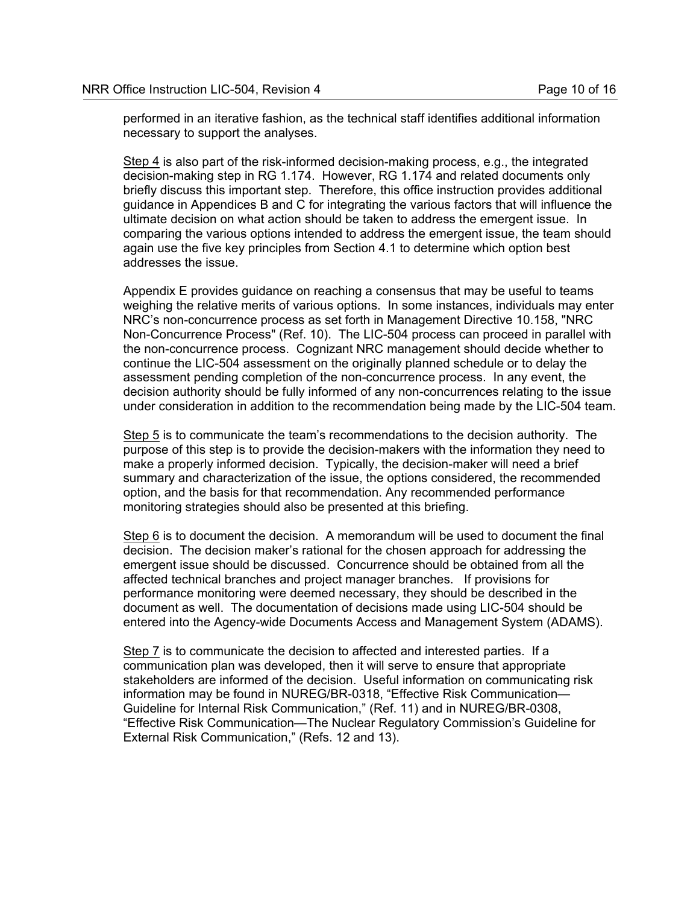performed in an iterative fashion, as the technical staff identifies additional information necessary to support the analyses.

Step 4 is also part of the risk-informed decision-making process, e.g., the integrated decision-making step in RG 1.174. However, RG 1.174 and related documents only briefly discuss this important step. Therefore, this office instruction provides additional guidance in Appendices B and C for integrating the various factors that will influence the ultimate decision on what action should be taken to address the emergent issue. In comparing the various options intended to address the emergent issue, the team should again use the five key principles from Section 4.1 to determine which option best addresses the issue.

Appendix E provides guidance on reaching a consensus that may be useful to teams weighing the relative merits of various options. In some instances, individuals may enter NRC's non-concurrence process as set forth in Management Directive 10.158, "NRC Non-Concurrence Process" (Ref. 10). The LIC-504 process can proceed in parallel with the non-concurrence process. Cognizant NRC management should decide whether to continue the LIC-504 assessment on the originally planned schedule or to delay the assessment pending completion of the non-concurrence process. In any event, the decision authority should be fully informed of any non-concurrences relating to the issue under consideration in addition to the recommendation being made by the LIC-504 team.

Step 5 is to communicate the team's recommendations to the decision authority. The purpose of this step is to provide the decision-makers with the information they need to make a properly informed decision. Typically, the decision-maker will need a brief summary and characterization of the issue, the options considered, the recommended option, and the basis for that recommendation. Any recommended performance monitoring strategies should also be presented at this briefing.

Step 6 is to document the decision. A memorandum will be used to document the final decision. The decision maker's rational for the chosen approach for addressing the emergent issue should be discussed. Concurrence should be obtained from all the affected technical branches and project manager branches. If provisions for performance monitoring were deemed necessary, they should be described in the document as well. The documentation of decisions made using LIC-504 should be entered into the Agency-wide Documents Access and Management System (ADAMS).

Step 7 is to communicate the decision to affected and interested parties. If a communication plan was developed, then it will serve to ensure that appropriate stakeholders are informed of the decision. Useful information on communicating risk information may be found in NUREG/BR-0318, "Effective Risk Communication—Guideline for Internal Risk Communication," (Ref. 11) and in NUREG/BR-0308, "Effective Risk Communication—The Nuclear Regulatory Commission's Guideline for External Risk Communication," (Refs. 12 and 13).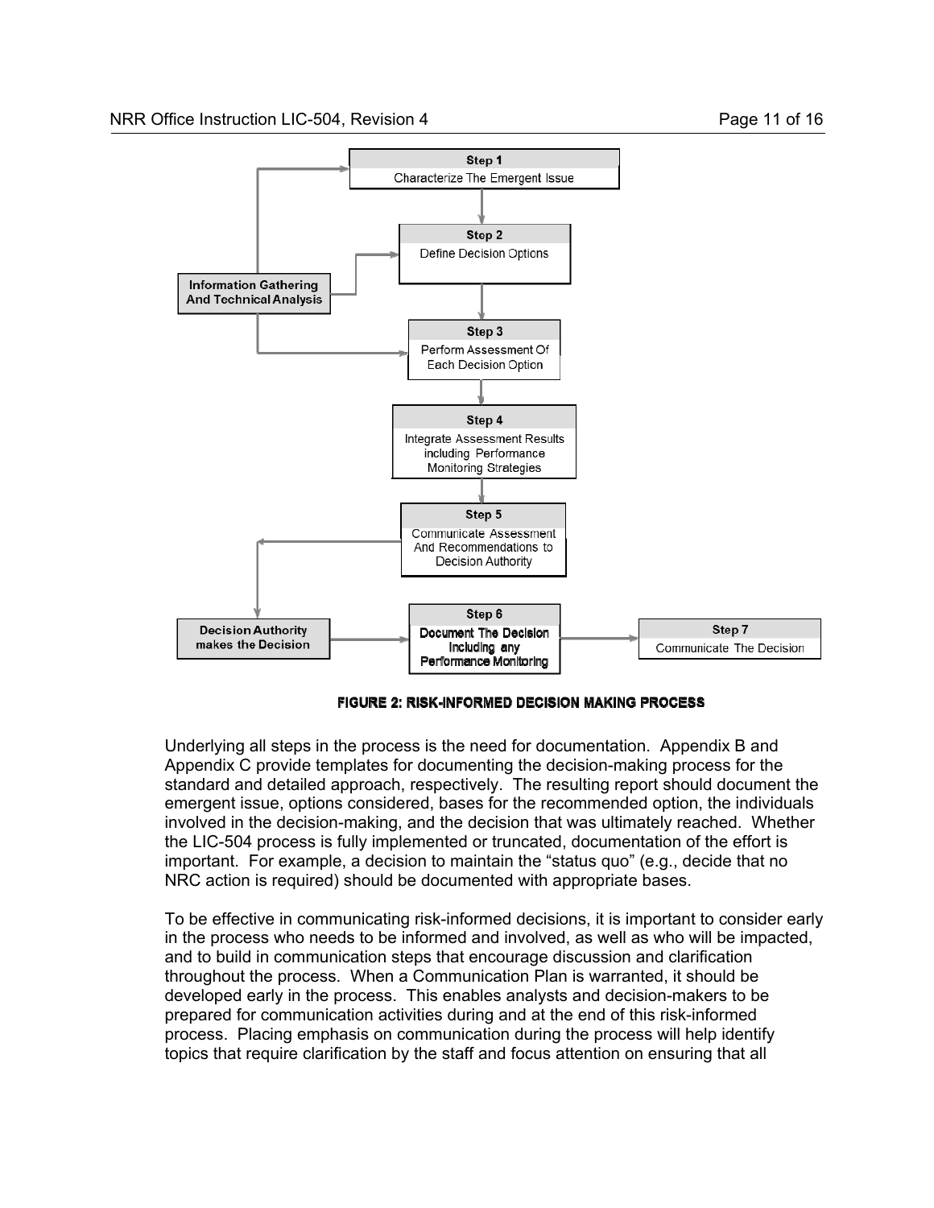Step 1
Characterize The Emergent Issue

Step 2
Define Decision Options

Information Gathering And Technical Analysis

Step 3
Perform Assessment Of Each Decision Option

Step 4
Integrate Assessment Results including Performance Monitoring Strategies

Step 5
Communicate Assessment And Recommendations to Decision Authority

Decision Authority makes the Decision

Step 6
Document The Decision Including any Performance Monitoring

Step 7
Communicate The Decision

**FIGURE 2: RISK-INFORMED DECISION MAKING PROCESS**

Underlying all steps in the process is the need for documentation. Appendix B and Appendix C provide templates for documenting the decision-making process for the standard and detailed approach, respectively. The resulting report should document the emergent issue, options considered, bases for the recommended option, the individuals involved in the decision-making, and the decision that was ultimately reached. Whether the LIC-504 process is fully implemented or truncated, documentation of the effort is important. For example, a decision to maintain the "status quo" (e.g., decide that no NRC action is required) should be documented with appropriate bases.

To be effective in communicating risk-informed decisions, it is important to consider early in the process who needs to be informed and involved, as well as who will be impacted, and to build in communication steps that encourage discussion and clarification throughout the process. When a Communication Plan is warranted, it should be developed early in the process. This enables analysts and decision-makers to be prepared for communication activities during and at the end of this risk-informed process. Placing emphasis on communication during the process will help identify topics that require clarification by the staff and focus attention on ensuring that all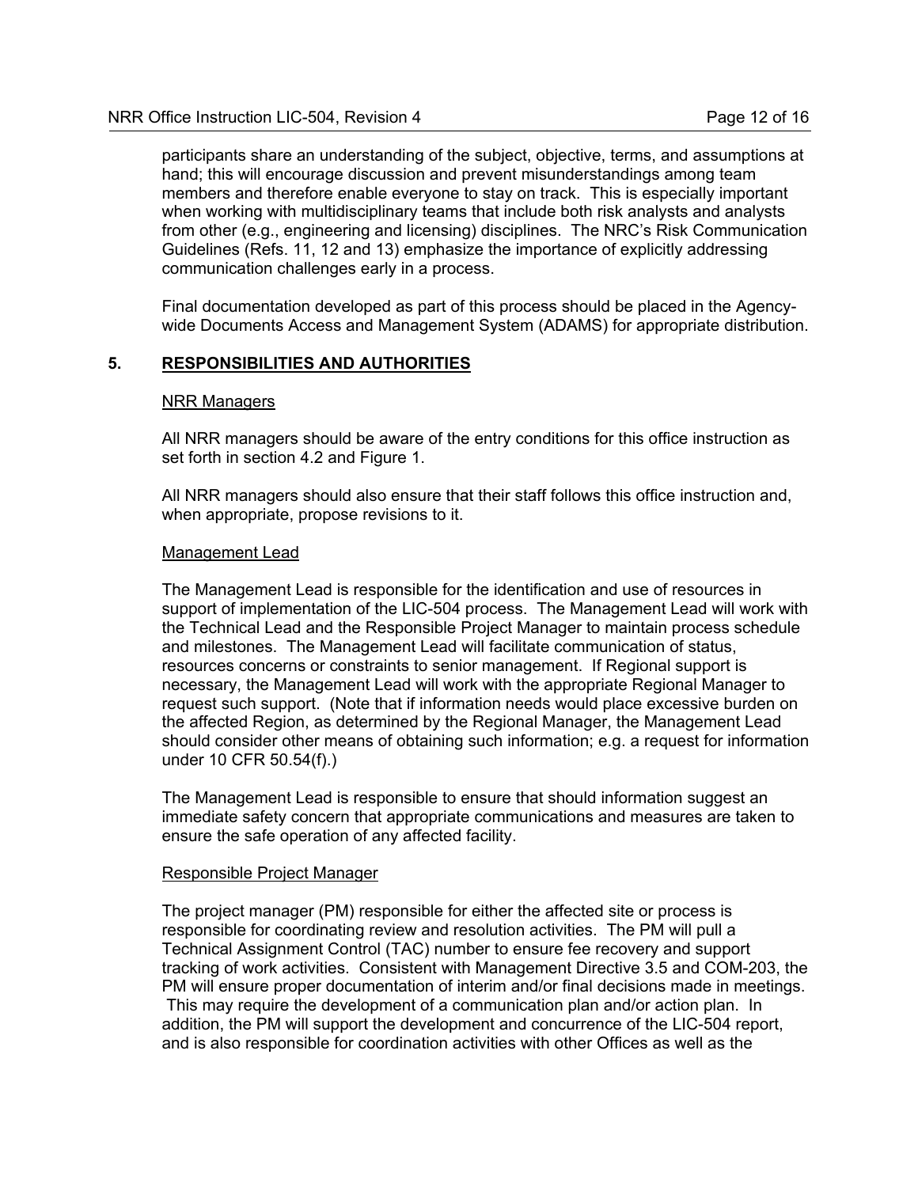participants share an understanding of the subject, objective, terms, and assumptions at hand; this will encourage discussion and prevent misunderstandings among team members and therefore enable everyone to stay on track. This is especially important when working with multidisciplinary teams that include both risk analysts and analysts from other (e.g., engineering and licensing) disciplines. The NRC's Risk Communication Guidelines (Refs. 11, 12 and 13) emphasize the importance of explicitly addressing communication challenges early in a process.

Final documentation developed as part of this process should be placed in the Agency-wide Documents Access and Management System (ADAMS) for appropriate distribution.

## 5. RESPONSIBILITIES AND AUTHORITIES

### NRR Managers

All NRR managers should be aware of the entry conditions for this office instruction as set forth in section 4.2 and Figure 1.

All NRR managers should also ensure that their staff follows this office instruction and, when appropriate, propose revisions to it.

### Management Lead

The Management Lead is responsible for the identification and use of resources in support of implementation of the LIC-504 process. The Management Lead will work with the Technical Lead and the Responsible Project Manager to maintain process schedule and milestones. The Management Lead will facilitate communication of status, resources concerns or constraints to senior management. If Regional support is necessary, the Management Lead will work with the appropriate Regional Manager to request such support. (Note that if information needs would place excessive burden on the affected Region, as determined by the Regional Manager, the Management Lead should consider other means of obtaining such information; e.g. a request for information under 10 CFR 50.54(f).)

The Management Lead is responsible to ensure that should information suggest an immediate safety concern that appropriate communications and measures are taken to ensure the safe operation of any affected facility.

### Responsible Project Manager

The project manager (PM) responsible for either the affected site or process is responsible for coordinating review and resolution activities. The PM will pull a Technical Assignment Control (TAC) number to ensure fee recovery and support tracking of work activities. Consistent with Management Directive 3.5 and COM-203, the PM will ensure proper documentation of interim and/or final decisions made in meetings. This may require the development of a communication plan and/or action plan. In addition, the PM will support the development and concurrence of the LIC-504 report, and is also responsible for coordination activities with other Offices as well as the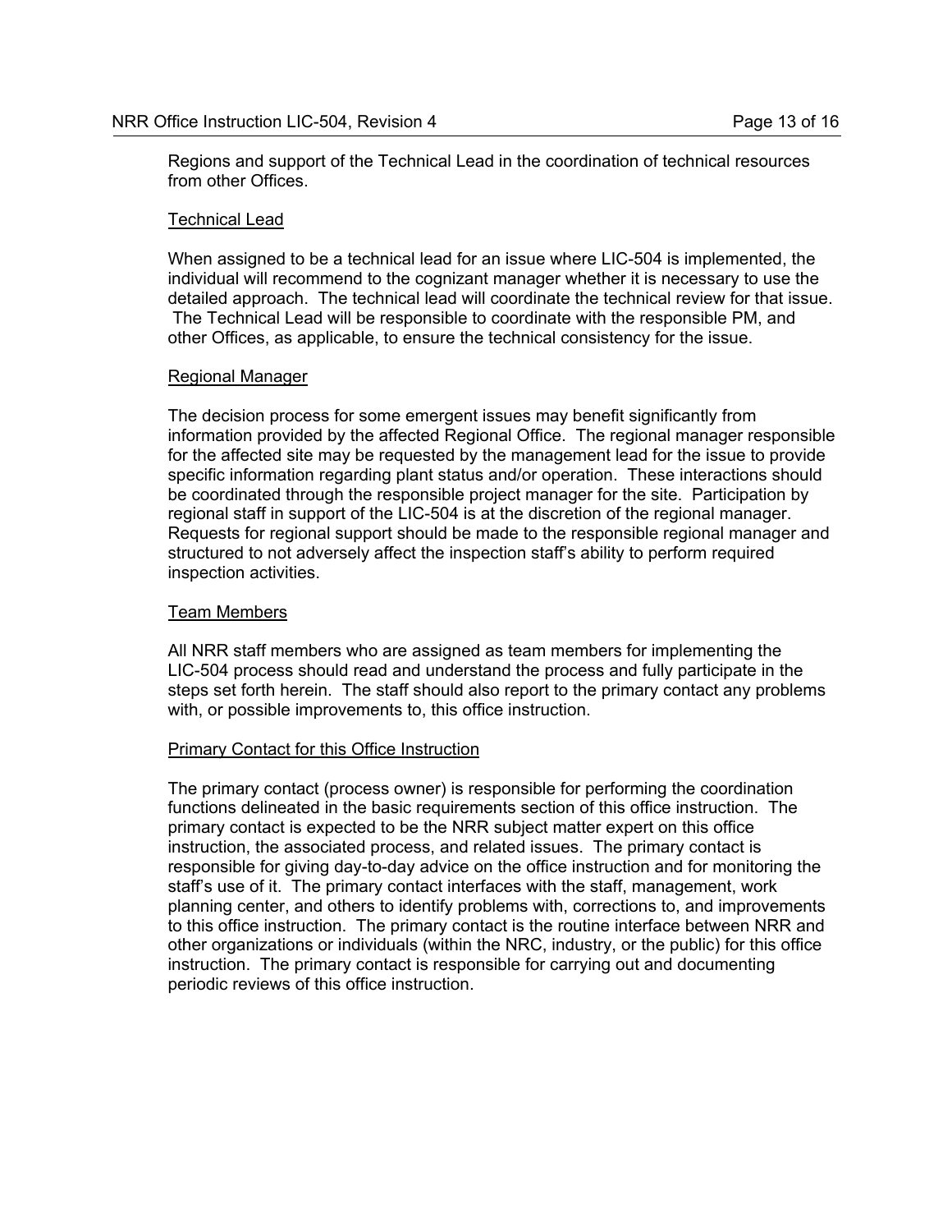Regions and support of the Technical Lead in the coordination of technical resources from other Offices.

Technical Lead

When assigned to be a technical lead for an issue where LIC-504 is implemented, the individual will recommend to the cognizant manager whether it is necessary to use the detailed approach. The technical lead will coordinate the technical review for that issue. The Technical Lead will be responsible to coordinate with the responsible PM, and other Offices, as applicable, to ensure the technical consistency for the issue.

Regional Manager

The decision process for some emergent issues may benefit significantly from information provided by the affected Regional Office. The regional manager responsible for the affected site may be requested by the management lead for the issue to provide specific information regarding plant status and/or operation. These interactions should be coordinated through the responsible project manager for the site. Participation by regional staff in support of the LIC-504 is at the discretion of the regional manager. Requests for regional support should be made to the responsible regional manager and structured to not adversely affect the inspection staff's ability to perform required inspection activities.

Team Members

All NRR staff members who are assigned as team members for implementing the LIC-504 process should read and understand the process and fully participate in the steps set forth herein. The staff should also report to the primary contact any problems with, or possible improvements to, this office instruction.

Primary Contact for this Office Instruction

The primary contact (process owner) is responsible for performing the coordination functions delineated in the basic requirements section of this office instruction. The primary contact is expected to be the NRR subject matter expert on this office instruction, the associated process, and related issues. The primary contact is responsible for giving day-to-day advice on the office instruction and for monitoring the staff's use of it. The primary contact interfaces with the staff, management, work planning center, and others to identify problems with, corrections to, and improvements to this office instruction. The primary contact is the routine interface between NRR and other organizations or individuals (within the NRC, industry, or the public) for this office instruction. The primary contact is responsible for carrying out and documenting periodic reviews of this office instruction.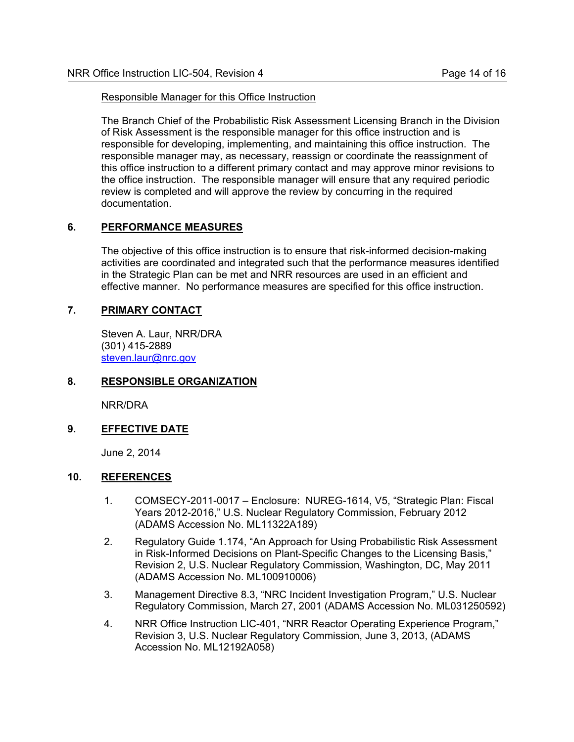Responsible Manager for this Office Instruction

The Branch Chief of the Probabilistic Risk Assessment Licensing Branch in the Division of Risk Assessment is the responsible manager for this office instruction and is responsible for developing, implementing, and maintaining this office instruction. The responsible manager may, as necessary, reassign or coordinate the reassignment of this office instruction to a different primary contact and may approve minor revisions to the office instruction. The responsible manager will ensure that any required periodic review is completed and will approve the review by concurring in the required documentation.

## 6. PERFORMANCE MEASURES

The objective of this office instruction is to ensure that risk-informed decision-making activities are coordinated and integrated such that the performance measures identified in the Strategic Plan can be met and NRR resources are used in an efficient and effective manner. No performance measures are specified for this office instruction.

## 7. PRIMARY CONTACT

Steven A. Laur, NRR/DRA
(301) 415-2889
steven.laur@nrc.gov

## 8. RESPONSIBLE ORGANIZATION

NRR/DRA

## 9. EFFECTIVE DATE

June 2, 2014

## 10. REFERENCES

1. COMSECY-2011-0017 – Enclosure: NUREG-1614, V5, "Strategic Plan: Fiscal Years 2012-2016," U.S. Nuclear Regulatory Commission, February 2012 (ADAMS Accession No. ML11322A189)
2. Regulatory Guide 1.174, "An Approach for Using Probabilistic Risk Assessment in Risk-Informed Decisions on Plant-Specific Changes to the Licensing Basis," Revision 2, U.S. Nuclear Regulatory Commission, Washington, DC, May 2011 (ADAMS Accession No. ML100910006)
3. Management Directive 8.3, "NRC Incident Investigation Program," U.S. Nuclear Regulatory Commission, March 27, 2001 (ADAMS Accession No. ML031250592)
4. NRR Office Instruction LIC-401, "NRR Reactor Operating Experience Program," Revision 3, U.S. Nuclear Regulatory Commission, June 3, 2013, (ADAMS Accession No. ML12192A058)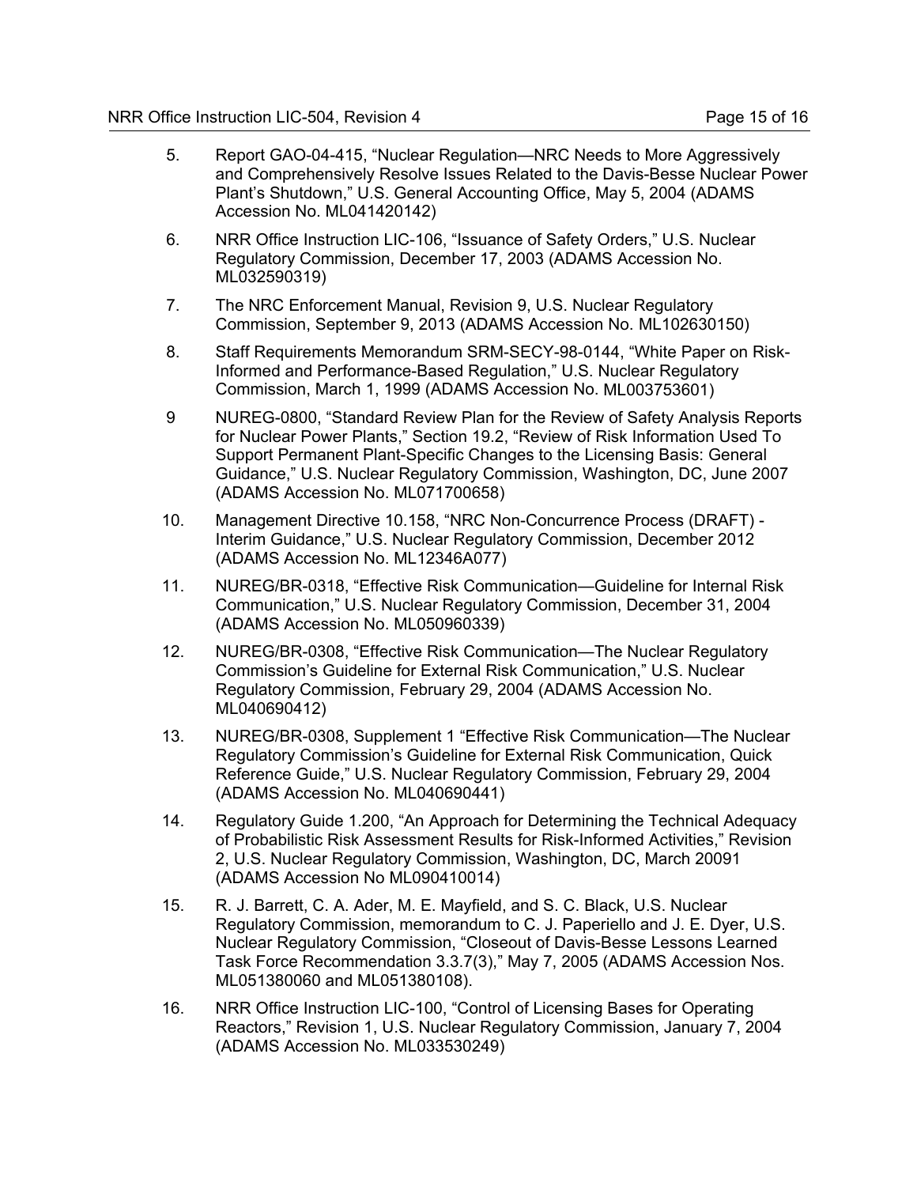5. Report GAO-04-415, “Nuclear Regulation—NRC Needs to More Aggressively and Comprehensively Resolve Issues Related to the Davis-Besse Nuclear Power Plant’s Shutdown,” U.S. General Accounting Office, May 5, 2004 (ADAMS Accession No. ML041420142)

6. NRR Office Instruction LIC-106, “Issuance of Safety Orders,” U.S. Nuclear Regulatory Commission, December 17, 2003 (ADAMS Accession No. ML032590319)

7. The NRC Enforcement Manual, Revision 9, U.S. Nuclear Regulatory Commission, September 9, 2013 (ADAMS Accession No. ML102630150)

8. Staff Requirements Memorandum SRM-SECY-98-0144, “White Paper on Risk-Informed and Performance-Based Regulation,” U.S. Nuclear Regulatory Commission, March 1, 1999 (ADAMS Accession No. ML003753601)

9 NUREG-0800, “Standard Review Plan for the Review of Safety Analysis Reports for Nuclear Power Plants,” Section 19.2, “Review of Risk Information Used To Support Permanent Plant-Specific Changes to the Licensing Basis: General Guidance,” U.S. Nuclear Regulatory Commission, Washington, DC, June 2007 (ADAMS Accession No. ML071700658)

10. Management Directive 10.158, “NRC Non-Concurrence Process (DRAFT) - Interim Guidance,” U.S. Nuclear Regulatory Commission, December 2012 (ADAMS Accession No. ML12346A077)

11. NUREG/BR-0318, “Effective Risk Communication—Guideline for Internal Risk Communication,” U.S. Nuclear Regulatory Commission, December 31, 2004 (ADAMS Accession No. ML050960339)

12. NUREG/BR-0308, “Effective Risk Communication—The Nuclear Regulatory Commission’s Guideline for External Risk Communication,” U.S. Nuclear Regulatory Commission, February 29, 2004 (ADAMS Accession No. ML040690412)

13. NUREG/BR-0308, Supplement 1 “Effective Risk Communication—The Nuclear Regulatory Commission’s Guideline for External Risk Communication, Quick Reference Guide,” U.S. Nuclear Regulatory Commission, February 29, 2004 (ADAMS Accession No. ML040690441)

14. Regulatory Guide 1.200, “An Approach for Determining the Technical Adequacy of Probabilistic Risk Assessment Results for Risk-Informed Activities,” Revision 2, U.S. Nuclear Regulatory Commission, Washington, DC, March 20091 (ADAMS Accession No ML090410014)

15. R. J. Barrett, C. A. Ader, M. E. Mayfield, and S. C. Black, U.S. Nuclear Regulatory Commission, memorandum to C. J. Paperiello and J. E. Dyer, U.S. Nuclear Regulatory Commission, “Closeout of Davis-Besse Lessons Learned Task Force Recommendation 3.3.7(3),” May 7, 2005 (ADAMS Accession Nos. ML051380060 and ML051380108).

16. NRR Office Instruction LIC-100, “Control of Licensing Bases for Operating Reactors,” Revision 1, U.S. Nuclear Regulatory Commission, January 7, 2004 (ADAMS Accession No. ML033530249)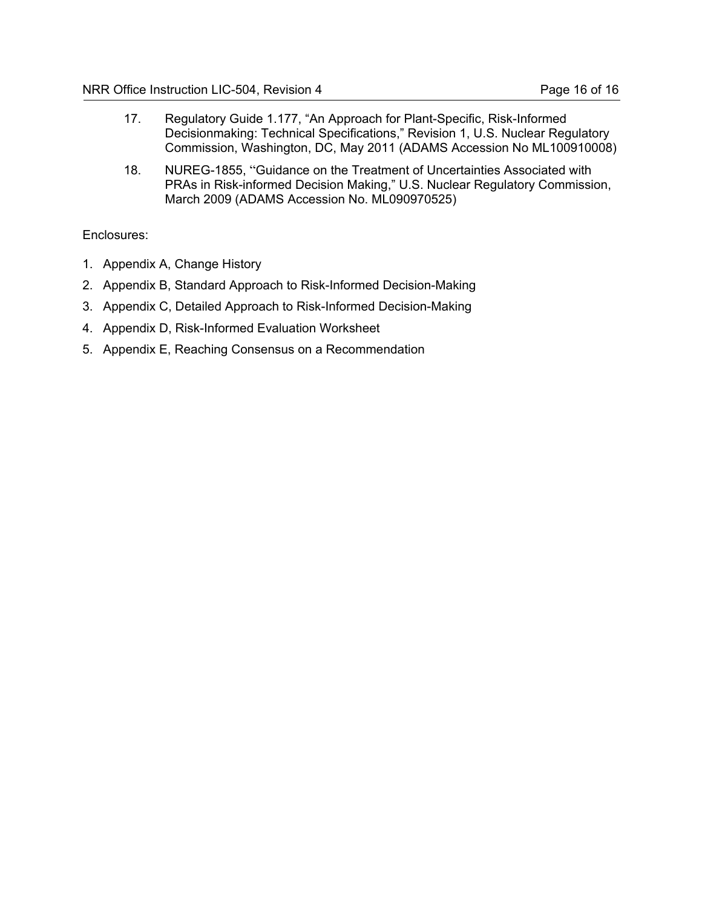17. Regulatory Guide 1.177, "An Approach for Plant-Specific, Risk-Informed Decisionmaking: Technical Specifications," Revision 1, U.S. Nuclear Regulatory Commission, Washington, DC, May 2011 (ADAMS Accession No ML100910008)

18. NUREG-1855, ''Guidance on the Treatment of Uncertainties Associated with PRAs in Risk-informed Decision Making," U.S. Nuclear Regulatory Commission, March 2009 (ADAMS Accession No. ML090970525)

Enclosures:

1. Appendix A, Change History
2. Appendix B, Standard Approach to Risk-Informed Decision-Making
3. Appendix C, Detailed Approach to Risk-Informed Decision-Making
4. Appendix D, Risk-Informed Evaluation Worksheet
5. Appendix E, Reaching Consensus on a Recommendation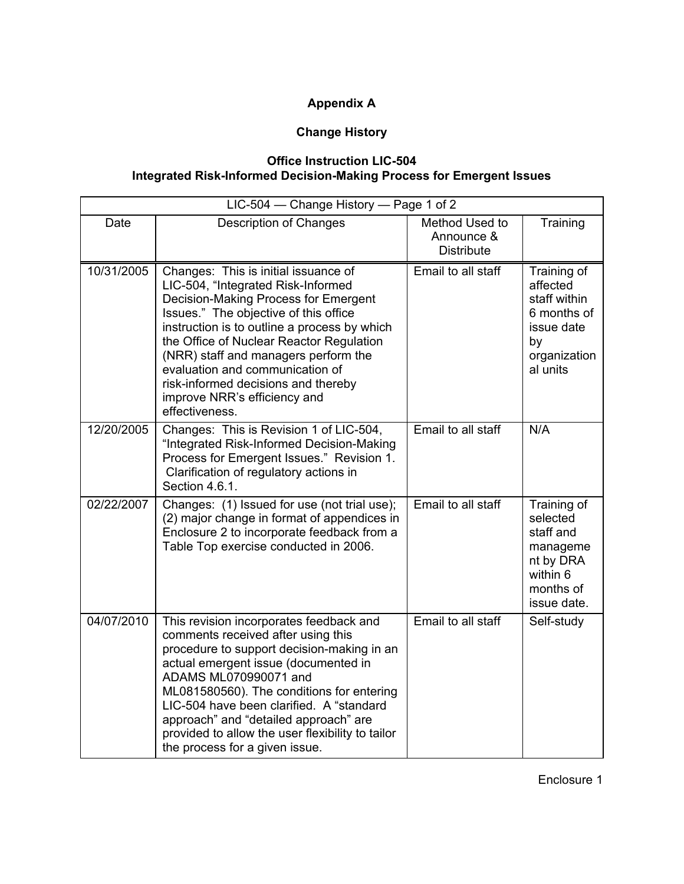**Appendix A**

**Change History**

**Office Instruction LIC-504**
**Integrated Risk-Informed Decision-Making Process for Emergent Issues**

| LIC-504 — Change History — Page 1 of 2 | | | |
|---|---|---|---|
| Date | Description of Changes | Method Used to Announce & Distribute | Training |
| 10/31/2005 | Changes: This is initial issuance of LIC-504, "Integrated Risk-Informed Decision-Making Process for Emergent Issues." The objective of this office instruction is to outline a process by which the Office of Nuclear Reactor Regulation (NRR) staff and managers perform the evaluation and communication of risk-informed decisions and thereby improve NRR's efficiency and effectiveness. | Email to all staff | Training of affected staff within 6 months of issue date by organizational units |
| 12/20/2005 | Changes: This is Revision 1 of LIC-504, "Integrated Risk-Informed Decision-Making Process for Emergent Issues." Revision 1. Clarification of regulatory actions in Section 4.6.1. | Email to all staff | N/A |
| 02/22/2007 | Changes: (1) Issued for use (not trial use); (2) major change in format of appendices in Enclosure 2 to incorporate feedback from a Table Top exercise conducted in 2006. | Email to all staff | Training of selected staff and management by DRA within 6 months of issue date. |
| 04/07/2010 | This revision incorporates feedback and comments received after using this procedure to support decision-making in an actual emergent issue (documented in ADAMS ML070990071 and ML081580560). The conditions for entering LIC-504 have been clarified. A "standard approach" and "detailed approach" are provided to allow the user flexibility to tailor the process for a given issue. | Email to all staff | Self-study |

Enclosure 1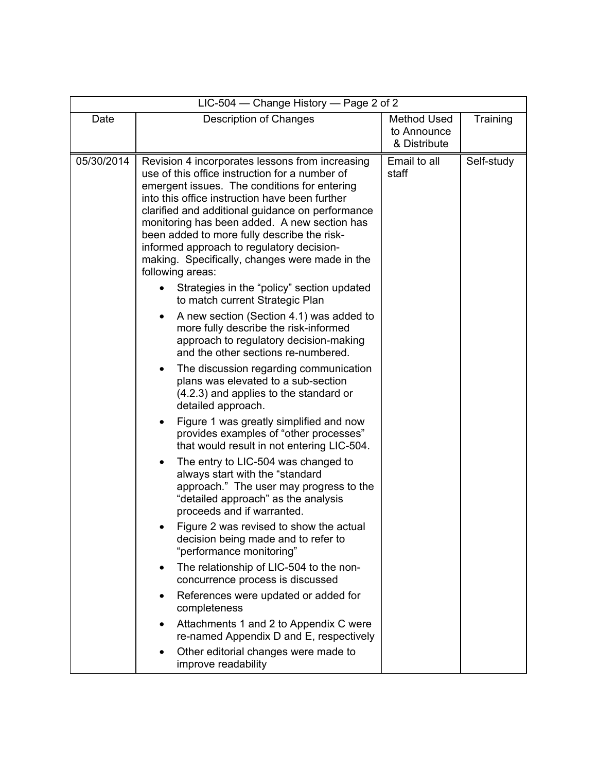| LIC-504 — Change History — Page 2 of 2 | | | |
|---|---|---|---|
| Date | Description of Changes | Method Used to Announce & Distribute | Training |
| 05/30/2014 | Revision 4 incorporates lessons from increasing use of this office instruction for a number of emergent issues. The conditions for entering into this office instruction have been further clarified and additional guidance on performance monitoring has been added. A new section has been added to more fully describe the risk-informed approach to regulatory decision-making. Specifically, changes were made in the following areas:<br>• Strategies in the "policy" section updated to match current Strategic Plan<br>• A new section (Section 4.1) was added to more fully describe the risk-informed approach to regulatory decision-making and the other sections re-numbered.<br>• The discussion regarding communication plans was elevated to a sub-section (4.2.3) and applies to the standard or detailed approach.<br>• Figure 1 was greatly simplified and now provides examples of "other processes" that would result in not entering LIC-504.<br>• The entry to LIC-504 was changed to always start with the "standard approach." The user may progress to the "detailed approach" as the analysis proceeds and if warranted.<br>• Figure 2 was revised to show the actual decision being made and to refer to "performance monitoring"<br>• The relationship of LIC-504 to the non-concurrence process is discussed<br>• References were updated or added for completeness<br>• Attachments 1 and 2 to Appendix C were re-named Appendix D and E, respectively<br>• Other editorial changes were made to improve readability | Email to all staff | Self-study |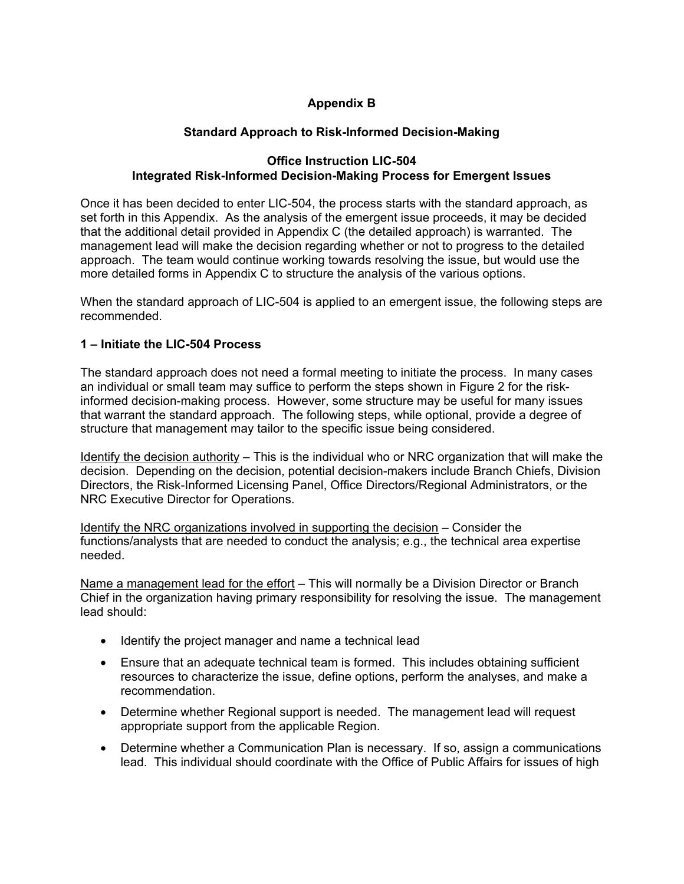# Appendix B

## Standard Approach to Risk-Informed Decision-Making

### Office Instruction LIC-504
### Integrated Risk-Informed Decision-Making Process for Emergent Issues

Once it has been decided to enter LIC-504, the process starts with the standard approach, as set forth in this Appendix. As the analysis of the emergent issue proceeds, it may be decided that the additional detail provided in Appendix C (the detailed approach) is warranted. The management lead will make the decision regarding whether or not to progress to the detailed approach. The team would continue working towards resolving the issue, but would use the more detailed forms in Appendix C to structure the analysis of the various options.

When the standard approach of LIC-504 is applied to an emergent issue, the following steps are recommended.

### 1 – Initiate the LIC-504 Process

The standard approach does not need a formal meeting to initiate the process. In many cases an individual or small team may suffice to perform the steps shown in Figure 2 for the risk-informed decision-making process. However, some structure may be useful for many issues that warrant the standard approach. The following steps, while optional, provide a degree of structure that management may tailor to the specific issue being considered.

<u>Identify the decision authority</u> – This is the individual who or NRC organization that will make the decision. Depending on the decision, potential decision-makers include Branch Chiefs, Division Directors, the Risk-Informed Licensing Panel, Office Directors/Regional Administrators, or the NRC Executive Director for Operations.

<u>Identify the NRC organizations involved in supporting the decision</u> – Consider the functions/analysts that are needed to conduct the analysis; e.g., the technical area expertise needed.

<u>Name a management lead for the effort</u> – This will normally be a Division Director or Branch Chief in the organization having primary responsibility for resolving the issue. The management lead should:

- Identify the project manager and name a technical lead
- Ensure that an adequate technical team is formed. This includes obtaining sufficient resources to characterize the issue, define options, perform the analyses, and make a recommendation.
- Determine whether Regional support is needed. The management lead will request appropriate support from the applicable Region.
- Determine whether a Communication Plan is necessary. If so, assign a communications lead. This individual should coordinate with the Office of Public Affairs for issues of high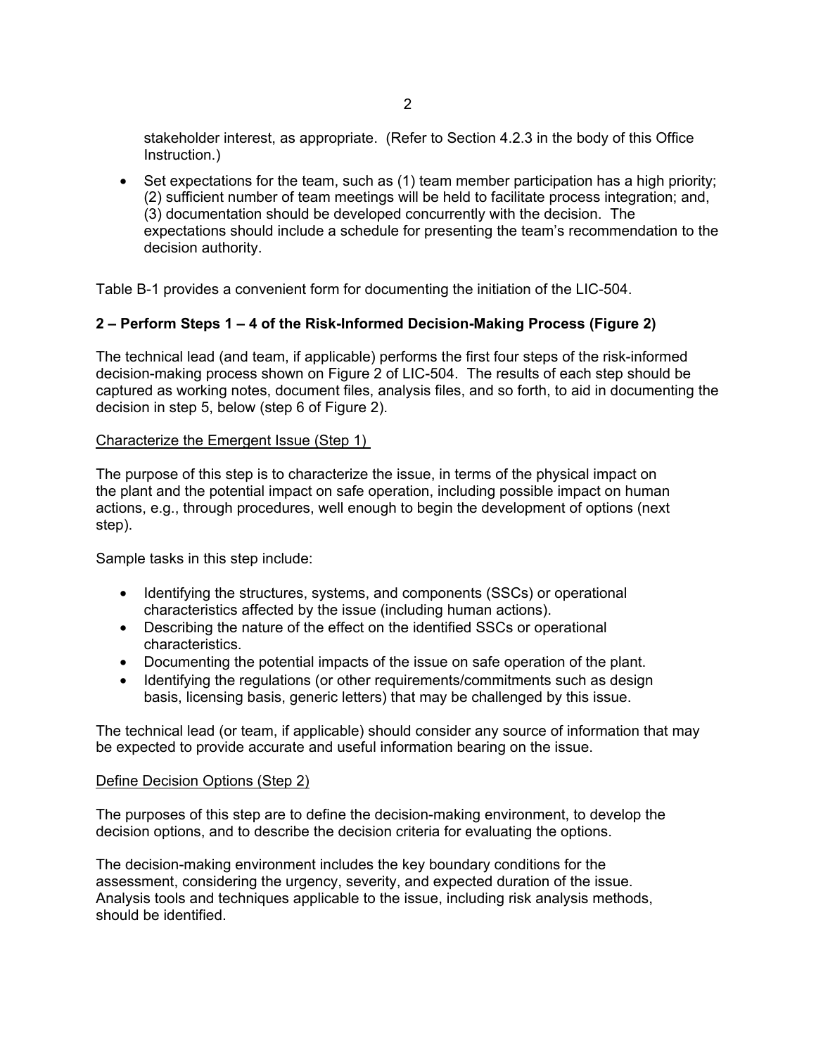stakeholder interest, as appropriate. (Refer to Section 4.2.3 in the body of this Office Instruction.)

- Set expectations for the team, such as (1) team member participation has a high priority; (2) sufficient number of team meetings will be held to facilitate process integration; and, (3) documentation should be developed concurrently with the decision. The expectations should include a schedule for presenting the team's recommendation to the decision authority.

Table B-1 provides a convenient form for documenting the initiation of the LIC-504.

**2 – Perform Steps 1 – 4 of the Risk-Informed Decision-Making Process (Figure 2)**

The technical lead (and team, if applicable) performs the first four steps of the risk-informed decision-making process shown on Figure 2 of LIC-504. The results of each step should be captured as working notes, document files, analysis files, and so forth, to aid in documenting the decision in step 5, below (step 6 of Figure 2).

Characterize the Emergent Issue (Step 1)

The purpose of this step is to characterize the issue, in terms of the physical impact on the plant and the potential impact on safe operation, including possible impact on human actions, e.g., through procedures, well enough to begin the development of options (next step).

Sample tasks in this step include:

- Identifying the structures, systems, and components (SSCs) or operational characteristics affected by the issue (including human actions).
- Describing the nature of the effect on the identified SSCs or operational characteristics.
- Documenting the potential impacts of the issue on safe operation of the plant.
- Identifying the regulations (or other requirements/commitments such as design basis, licensing basis, generic letters) that may be challenged by this issue.

The technical lead (or team, if applicable) should consider any source of information that may be expected to provide accurate and useful information bearing on the issue.

Define Decision Options (Step 2)

The purposes of this step are to define the decision-making environment, to develop the decision options, and to describe the decision criteria for evaluating the options.

The decision-making environment includes the key boundary conditions for the assessment, considering the urgency, severity, and expected duration of the issue. Analysis tools and techniques applicable to the issue, including risk analysis methods, should be identified.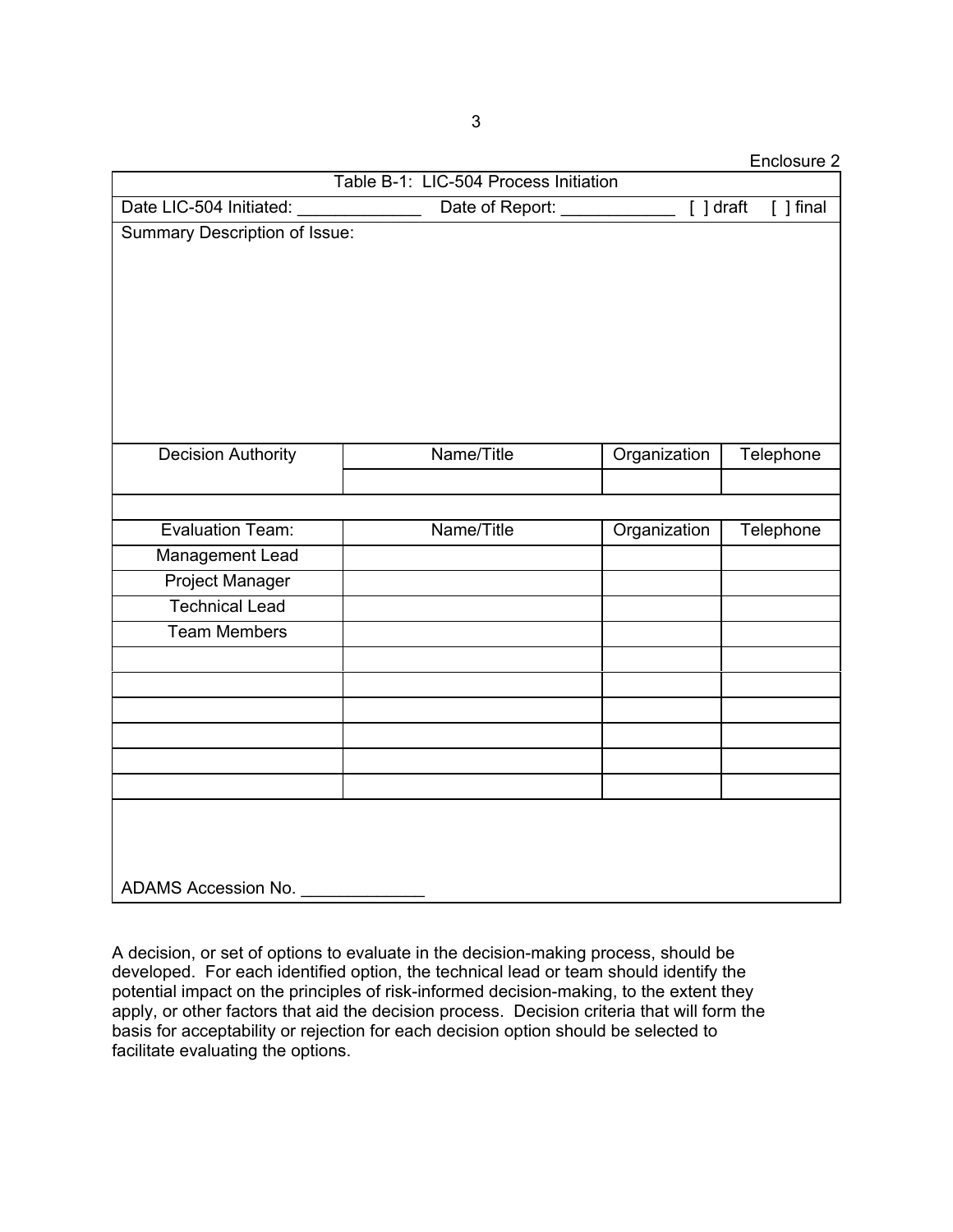Enclosure 2

| Table B-1: LIC-504 Process Initiation | | | |
|---|---|---|---|
| Date LIC-504 Initiated: _____________ | Date of Report: ____________ | [ ] draft | [ ] final |
| Summary Description of Issue: | | | |
| Decision Authority | Name/Title | Organization | Telephone |
| | | | |
| | | | |
| Evaluation Team: | Name/Title | Organization | Telephone |
| Management Lead | | | |
| Project Manager | | | |
| Technical Lead | | | |
| Team Members | | | |
| | | | |
| | | | |
| | | | |
| | | | |
| | | | |
| | | | |
| ADAMS Accession No. _____________ | | | |

A decision, or set of options to evaluate in the decision-making process, should be developed. For each identified option, the technical lead or team should identify the potential impact on the principles of risk-informed decision-making, to the extent they apply, or other factors that aid the decision process. Decision criteria that will form the basis for acceptability or rejection for each decision option should be selected to facilitate evaluating the options.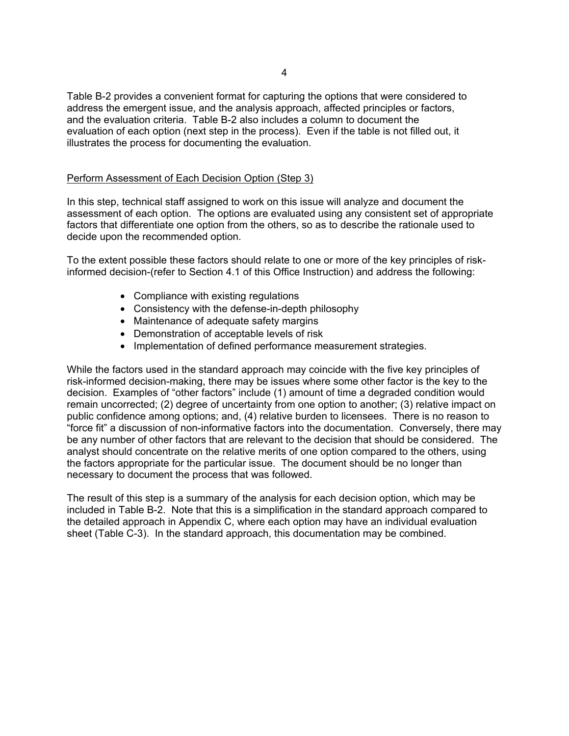Table B-2 provides a convenient format for capturing the options that were considered to address the emergent issue, and the analysis approach, affected principles or factors, and the evaluation criteria. Table B-2 also includes a column to document the evaluation of each option (next step in the process). Even if the table is not filled out, it illustrates the process for documenting the evaluation.

<u>Perform Assessment of Each Decision Option (Step 3)</u>

In this step, technical staff assigned to work on this issue will analyze and document the assessment of each option. The options are evaluated using any consistent set of appropriate factors that differentiate one option from the others, so as to describe the rationale used to decide upon the recommended option.

To the extent possible these factors should relate to one or more of the key principles of risk-informed decision-(refer to Section 4.1 of this Office Instruction) and address the following:

- Compliance with existing regulations
- Consistency with the defense-in-depth philosophy
- Maintenance of adequate safety margins
- Demonstration of acceptable levels of risk
- Implementation of defined performance measurement strategies.

While the factors used in the standard approach may coincide with the five key principles of risk-informed decision-making, there may be issues where some other factor is the key to the decision. Examples of "other factors" include (1) amount of time a degraded condition would remain uncorrected; (2) degree of uncertainty from one option to another; (3) relative impact on public confidence among options; and, (4) relative burden to licensees. There is no reason to "force fit" a discussion of non-informative factors into the documentation. Conversely, there may be any number of other factors that are relevant to the decision that should be considered. The analyst should concentrate on the relative merits of one option compared to the others, using the factors appropriate for the particular issue. The document should be no longer than necessary to document the process that was followed.

The result of this step is a summary of the analysis for each decision option, which may be included in Table B-2. Note that this is a simplification in the standard approach compared to the detailed approach in Appendix C, where each option may have an individual evaluation sheet (Table C-3). In the standard approach, this documentation may be combined.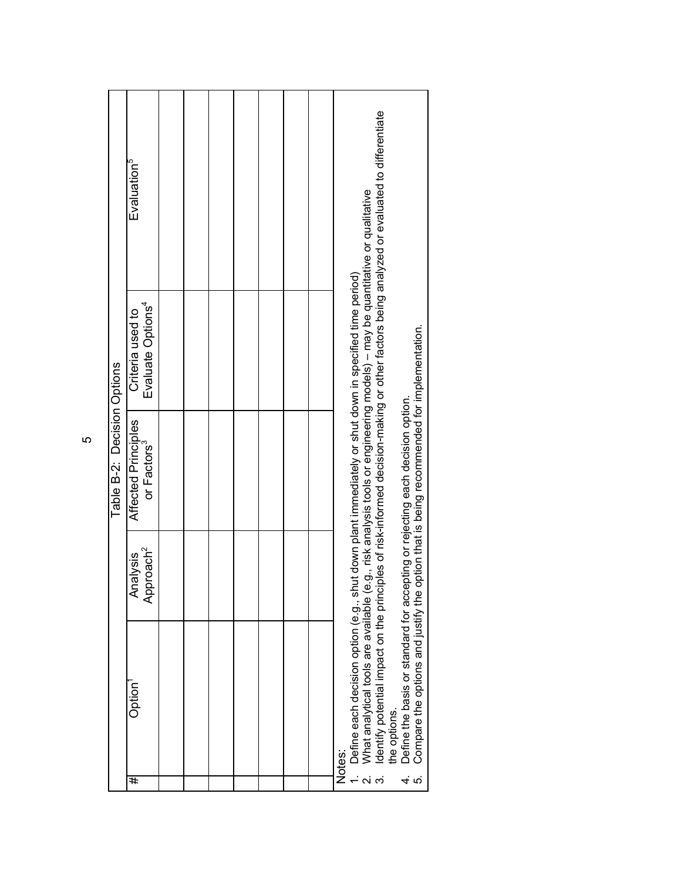Table B-2: Decision Options

| # | Option[1] | Analysis Approach[2] | Affected Principles or Factors[3] | Criteria used to Evaluate Options[4] | Evaluation[5] |
|---|---|---|---|---|---|
| | | | | | |
| | | | | | |
| | | | | | |
| | | | | | |
| | | | | | |
| | | | | | |
| | | | | | |
| | | | | | |

Notes:

1. Define each decision option (e.g., shut down plant immediately or shut down in specified time period)
2. What analytical tools are available (e.g., risk analysis tools or engineering models) – may be quantitative or qualitative
3. Identify potential impact on the principles of risk-informed decision-making or other factors being analyzed or evaluated to differentiate the options.
4. Define the basis or standard for accepting or rejecting each decision option.
5. Compare the options and justify the option that is being recommended for implementation.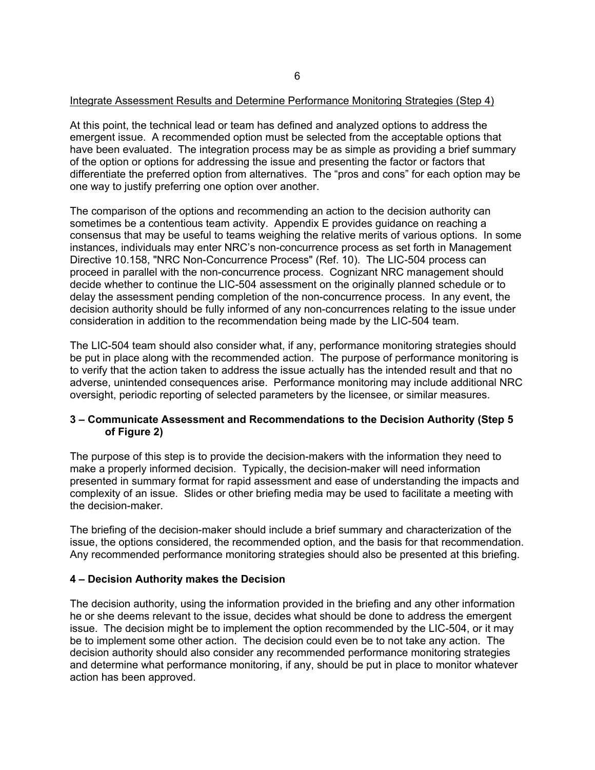Integrate Assessment Results and Determine Performance Monitoring Strategies (Step 4)

At this point, the technical lead or team has defined and analyzed options to address the emergent issue. A recommended option must be selected from the acceptable options that have been evaluated. The integration process may be as simple as providing a brief summary of the option or options for addressing the issue and presenting the factor or factors that differentiate the preferred option from alternatives. The "pros and cons" for each option may be one way to justify preferring one option over another.

The comparison of the options and recommending an action to the decision authority can sometimes be a contentious team activity. Appendix E provides guidance on reaching a consensus that may be useful to teams weighing the relative merits of various options. In some instances, individuals may enter NRC's non-concurrence process as set forth in Management Directive 10.158, "NRC Non-Concurrence Process" (Ref. 10). The LIC-504 process can proceed in parallel with the non-concurrence process. Cognizant NRC management should decide whether to continue the LIC-504 assessment on the originally planned schedule or to delay the assessment pending completion of the non-concurrence process. In any event, the decision authority should be fully informed of any non-concurrences relating to the issue under consideration in addition to the recommendation being made by the LIC-504 team.

The LIC-504 team should also consider what, if any, performance monitoring strategies should be put in place along with the recommended action. The purpose of performance monitoring is to verify that the action taken to address the issue actually has the intended result and that no adverse, unintended consequences arise. Performance monitoring may include additional NRC oversight, periodic reporting of selected parameters by the licensee, or similar measures.

### 3 – Communicate Assessment and Recommendations to the Decision Authority (Step 5 of Figure 2)

The purpose of this step is to provide the decision-makers with the information they need to make a properly informed decision. Typically, the decision-maker will need information presented in summary format for rapid assessment and ease of understanding the impacts and complexity of an issue. Slides or other briefing media may be used to facilitate a meeting with the decision-maker.

The briefing of the decision-maker should include a brief summary and characterization of the issue, the options considered, the recommended option, and the basis for that recommendation. Any recommended performance monitoring strategies should also be presented at this briefing.

### 4 – Decision Authority makes the Decision

The decision authority, using the information provided in the briefing and any other information he or she deems relevant to the issue, decides what should be done to address the emergent issue. The decision might be to implement the option recommended by the LIC-504, or it may be to implement some other action. The decision could even be to not take any action. The decision authority should also consider any recommended performance monitoring strategies and determine what performance monitoring, if any, should be put in place to monitor whatever action has been approved.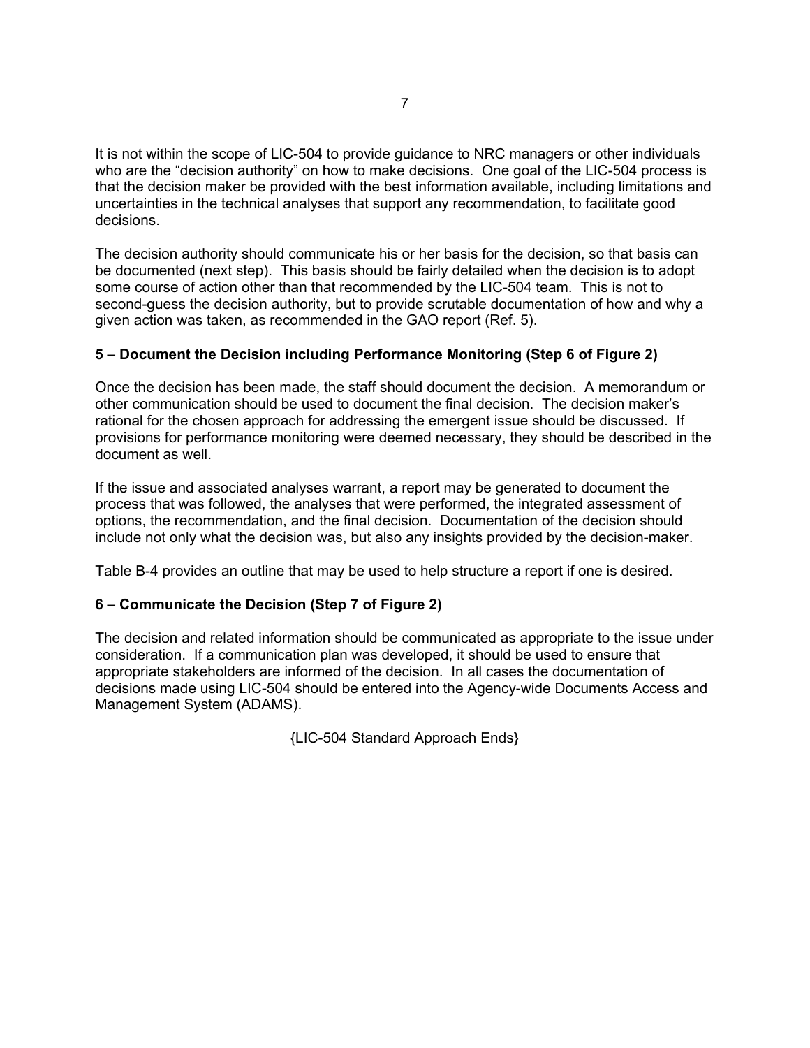It is not within the scope of LIC-504 to provide guidance to NRC managers or other individuals who are the "decision authority" on how to make decisions. One goal of the LIC-504 process is that the decision maker be provided with the best information available, including limitations and uncertainties in the technical analyses that support any recommendation, to facilitate good decisions.

The decision authority should communicate his or her basis for the decision, so that basis can be documented (next step). This basis should be fairly detailed when the decision is to adopt some course of action other than that recommended by the LIC-504 team. This is not to second-guess the decision authority, but to provide scrutable documentation of how and why a given action was taken, as recommended in the GAO report (Ref. 5).

**5 – Document the Decision including Performance Monitoring (Step 6 of Figure 2)**

Once the decision has been made, the staff should document the decision. A memorandum or other communication should be used to document the final decision. The decision maker's rational for the chosen approach for addressing the emergent issue should be discussed. If provisions for performance monitoring were deemed necessary, they should be described in the document as well.

If the issue and associated analyses warrant, a report may be generated to document the process that was followed, the analyses that were performed, the integrated assessment of options, the recommendation, and the final decision. Documentation of the decision should include not only what the decision was, but also any insights provided by the decision-maker.

Table B-4 provides an outline that may be used to help structure a report if one is desired.

**6 – Communicate the Decision (Step 7 of Figure 2)**

The decision and related information should be communicated as appropriate to the issue under consideration. If a communication plan was developed, it should be used to ensure that appropriate stakeholders are informed of the decision. In all cases the documentation of decisions made using LIC-504 should be entered into the Agency-wide Documents Access and Management System (ADAMS).

{LIC-504 Standard Approach Ends}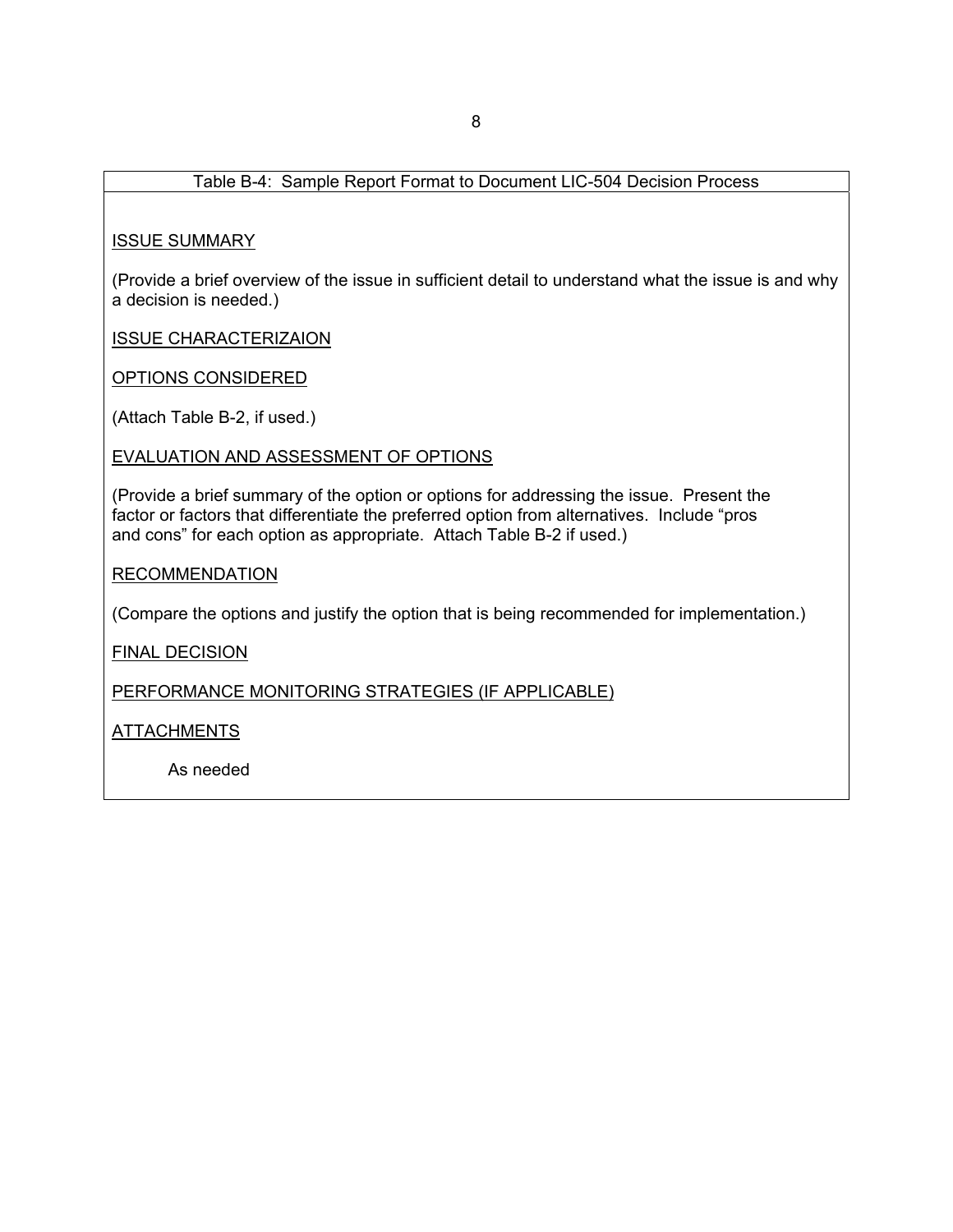Table B-4: Sample Report Format to Document LIC-504 Decision Process

<u>ISSUE SUMMARY</u>

(Provide a brief overview of the issue in sufficient detail to understand what the issue is and why a decision is needed.)

<u>ISSUE CHARACTERIZAION</u>

<u>OPTIONS CONSIDERED</u>

(Attach Table B-2, if used.)

<u>EVALUATION AND ASSESSMENT OF OPTIONS</u>

(Provide a brief summary of the option or options for addressing the issue. Present the factor or factors that differentiate the preferred option from alternatives. Include "pros and cons" for each option as appropriate. Attach Table B-2 if used.)

<u>RECOMMENDATION</u>

(Compare the options and justify the option that is being recommended for implementation.)

<u>FINAL DECISION</u>

<u>PERFORMANCE MONITORING STRATEGIES (IF APPLICABLE)</u>

<u>ATTACHMENTS</u>

As needed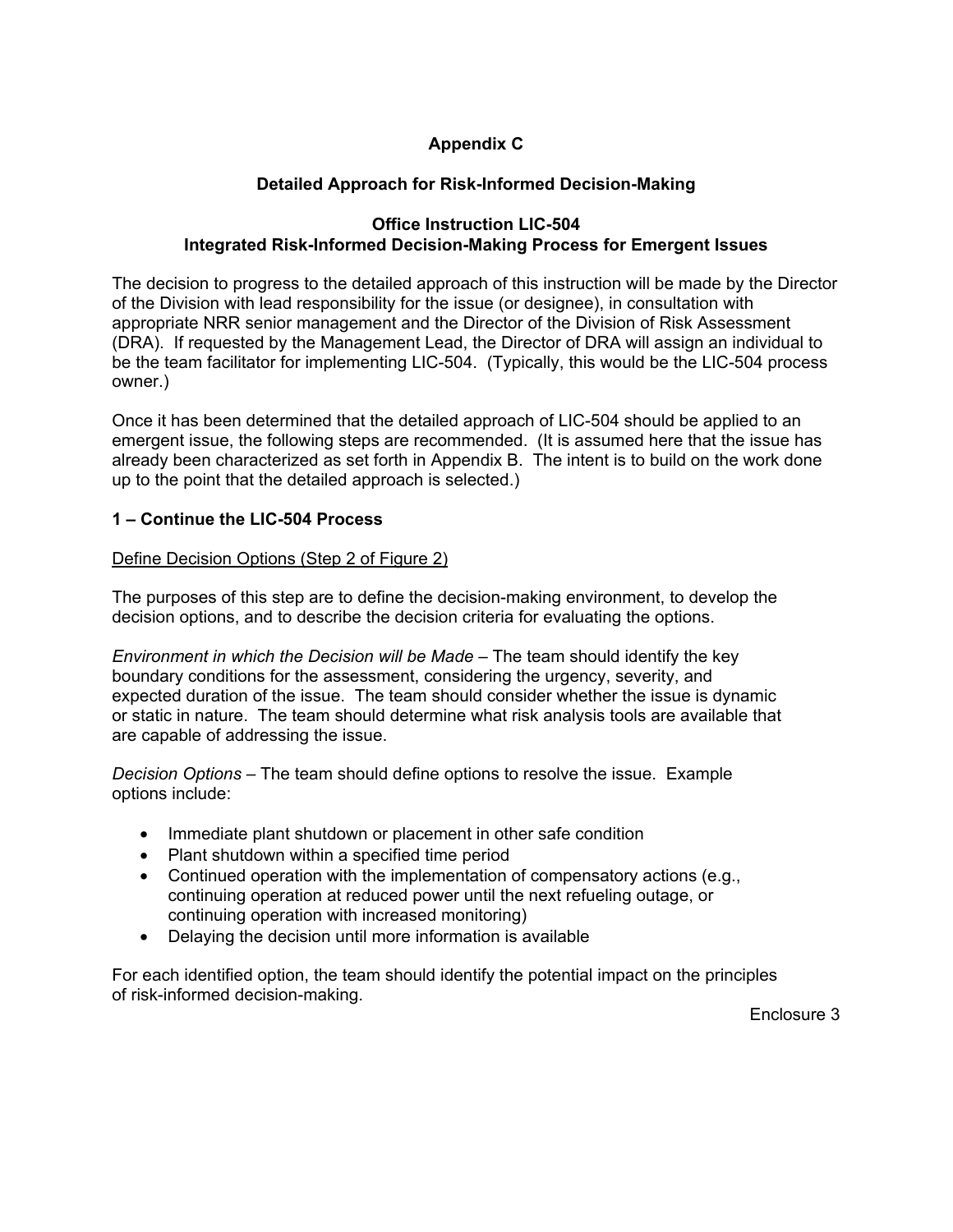# Appendix C

## Detailed Approach for Risk-Informed Decision-Making

### Office Instruction LIC-504
### Integrated Risk-Informed Decision-Making Process for Emergent Issues

The decision to progress to the detailed approach of this instruction will be made by the Director of the Division with lead responsibility for the issue (or designee), in consultation with appropriate NRR senior management and the Director of the Division of Risk Assessment (DRA). If requested by the Management Lead, the Director of DRA will assign an individual to be the team facilitator for implementing LIC-504. (Typically, this would be the LIC-504 process owner.)

Once it has been determined that the detailed approach of LIC-504 should be applied to an emergent issue, the following steps are recommended. (It is assumed here that the issue has already been characterized as set forth in Appendix B. The intent is to build on the work done up to the point that the detailed approach is selected.)

**1 – Continue the LIC-504 Process**

Define Decision Options (Step 2 of Figure 2)

The purposes of this step are to define the decision-making environment, to develop the decision options, and to describe the decision criteria for evaluating the options.

*Environment in which the Decision will be Made* – The team should identify the key boundary conditions for the assessment, considering the urgency, severity, and expected duration of the issue. The team should consider whether the issue is dynamic or static in nature. The team should determine what risk analysis tools are available that are capable of addressing the issue.

*Decision Options* – The team should define options to resolve the issue. Example options include:

- Immediate plant shutdown or placement in other safe condition
- Plant shutdown within a specified time period
- Continued operation with the implementation of compensatory actions (e.g., continuing operation at reduced power until the next refueling outage, or continuing operation with increased monitoring)
- Delaying the decision until more information is available

For each identified option, the team should identify the potential impact on the principles of risk-informed decision-making.

Enclosure 3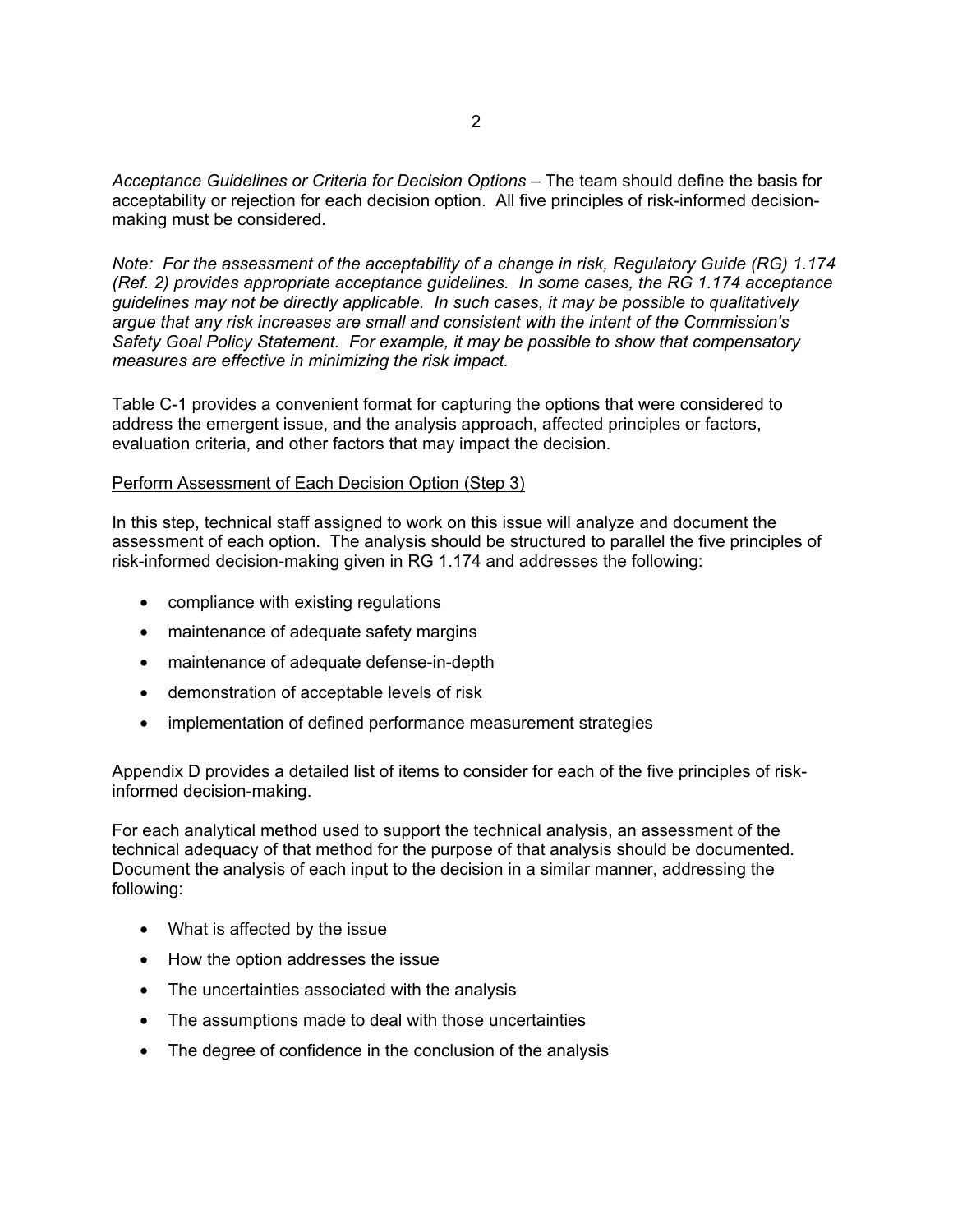*Acceptance Guidelines or Criteria for Decision Options* – The team should define the basis for acceptability or rejection for each decision option. All five principles of risk-informed decision-making must be considered.

*Note: For the assessment of the acceptability of a change in risk, Regulatory Guide (RG) 1.174 (Ref. 2) provides appropriate acceptance guidelines. In some cases, the RG 1.174 acceptance guidelines may not be directly applicable. In such cases, it may be possible to qualitatively argue that any risk increases are small and consistent with the intent of the Commission's Safety Goal Policy Statement. For example, it may be possible to show that compensatory measures are effective in minimizing the risk impact.*

Table C-1 provides a convenient format for capturing the options that were considered to address the emergent issue, and the analysis approach, affected principles or factors, evaluation criteria, and other factors that may impact the decision.

Perform Assessment of Each Decision Option (Step 3)

In this step, technical staff assigned to work on this issue will analyze and document the assessment of each option. The analysis should be structured to parallel the five principles of risk-informed decision-making given in RG 1.174 and addresses the following:

- compliance with existing regulations
- maintenance of adequate safety margins
- maintenance of adequate defense-in-depth
- demonstration of acceptable levels of risk
- implementation of defined performance measurement strategies

Appendix D provides a detailed list of items to consider for each of the five principles of risk-informed decision-making.

For each analytical method used to support the technical analysis, an assessment of the technical adequacy of that method for the purpose of that analysis should be documented. Document the analysis of each input to the decision in a similar manner, addressing the following:

- What is affected by the issue
- How the option addresses the issue
- The uncertainties associated with the analysis
- The assumptions made to deal with those uncertainties
- The degree of confidence in the conclusion of the analysis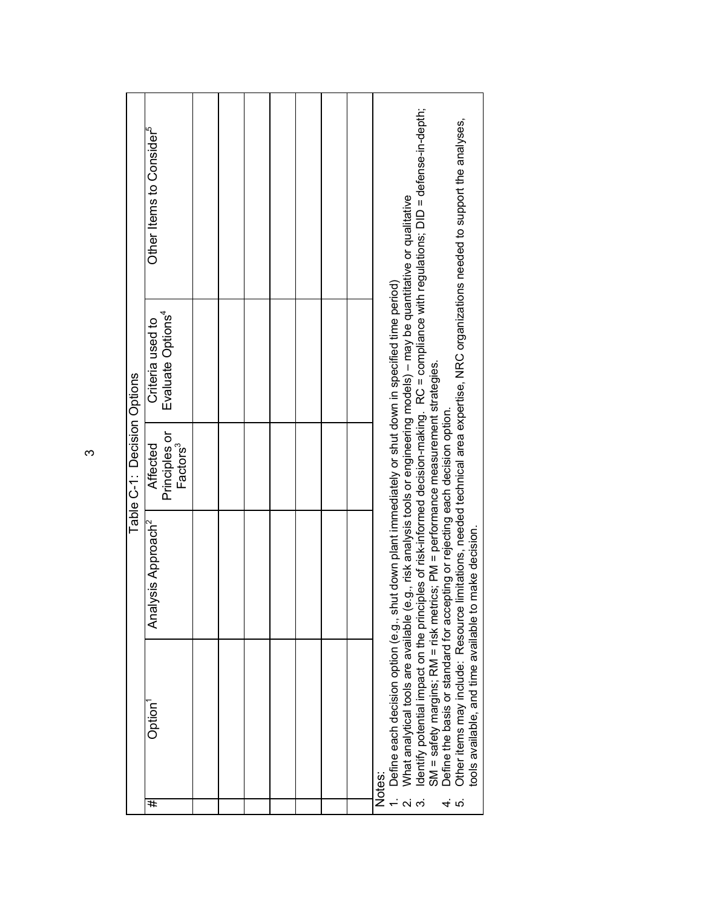Table C-1: Decision Options

| # | Option[1] | Analysis Approach[2] | Affected Principles or Factors[3] | Criteria used to Evaluate Options[4] | Other Items to Consider[5] |
|---|---|---|---|---|---|
| | | | | | |
| | | | | | |
| | | | | | |
| | | | | | |
| | | | | | |
| | | | | | |
| | | | | | |

Notes:

1. Define each decision option (e.g., shut down plant immediately or shut down in specified time period)
2. What analytical tools are available (e.g., risk analysis tools or engineering models) – may be quantitative or qualitative
3. Identify potential impact on the principles of risk-informed decision-making. RC = compliance with regulations; DID = defense-in-depth; SM = safety margins; RM = risk metrics; PM = performance measurement strategies.
4. Define the basis or standard for accepting or rejecting each decision option.
5. Other items may include: Resource limitations, needed technical area expertise, NRC organizations needed to support the analyses, tools available, and time available to make decision.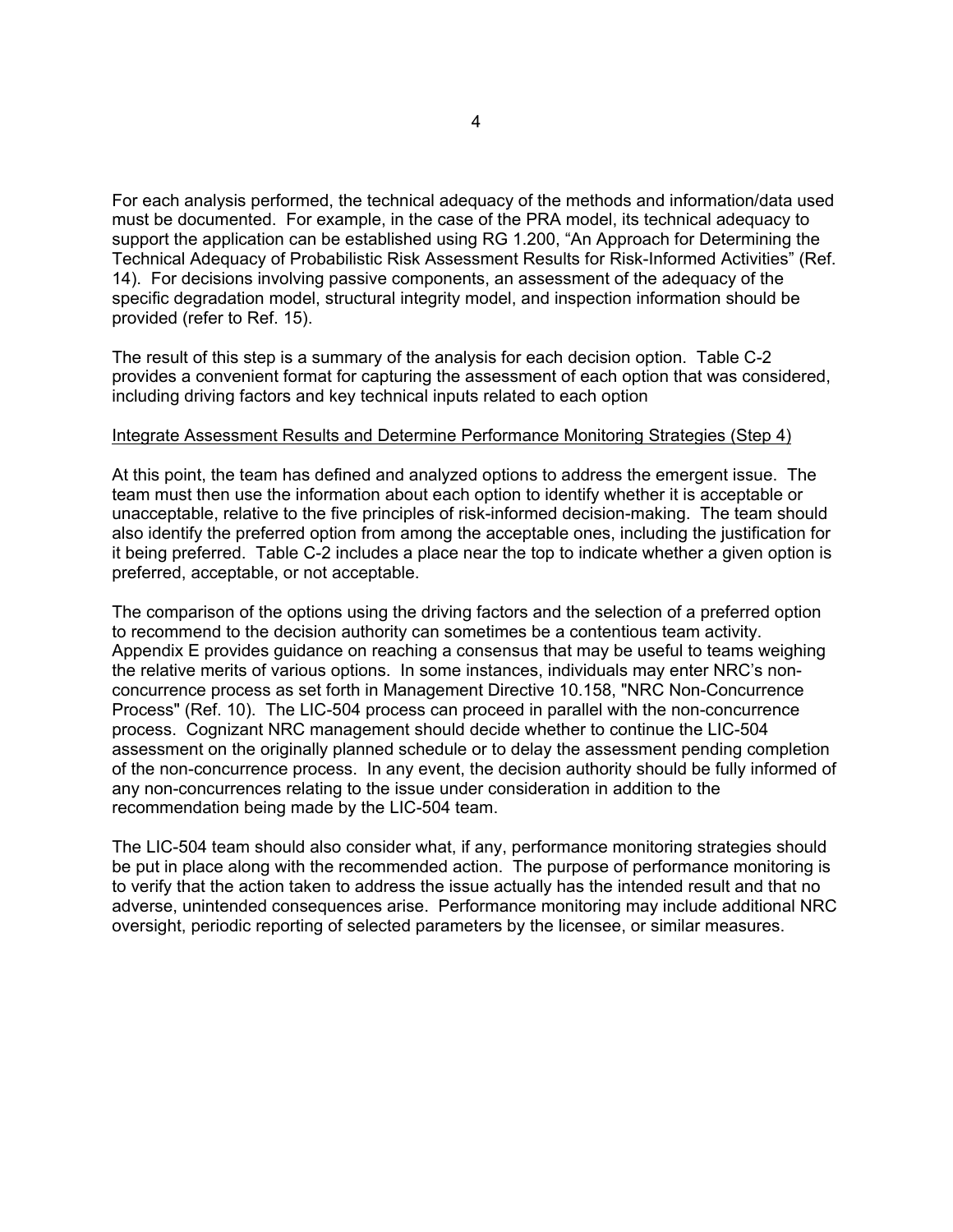For each analysis performed, the technical adequacy of the methods and information/data used must be documented. For example, in the case of the PRA model, its technical adequacy to support the application can be established using RG 1.200, "An Approach for Determining the Technical Adequacy of Probabilistic Risk Assessment Results for Risk-Informed Activities" (Ref. 14). For decisions involving passive components, an assessment of the adequacy of the specific degradation model, structural integrity model, and inspection information should be provided (refer to Ref. 15).

The result of this step is a summary of the analysis for each decision option. Table C-2 provides a convenient format for capturing the assessment of each option that was considered, including driving factors and key technical inputs related to each option

<u>Integrate Assessment Results and Determine Performance Monitoring Strategies (Step 4)</u>

At this point, the team has defined and analyzed options to address the emergent issue. The team must then use the information about each option to identify whether it is acceptable or unacceptable, relative to the five principles of risk-informed decision-making. The team should also identify the preferred option from among the acceptable ones, including the justification for it being preferred. Table C-2 includes a place near the top to indicate whether a given option is preferred, acceptable, or not acceptable.

The comparison of the options using the driving factors and the selection of a preferred option to recommend to the decision authority can sometimes be a contentious team activity. Appendix E provides guidance on reaching a consensus that may be useful to teams weighing the relative merits of various options. In some instances, individuals may enter NRC's non-concurrence process as set forth in Management Directive 10.158, "NRC Non-Concurrence Process" (Ref. 10). The LIC-504 process can proceed in parallel with the non-concurrence process. Cognizant NRC management should decide whether to continue the LIC-504 assessment on the originally planned schedule or to delay the assessment pending completion of the non-concurrence process. In any event, the decision authority should be fully informed of any non-concurrences relating to the issue under consideration in addition to the recommendation being made by the LIC-504 team.

The LIC-504 team should also consider what, if any, performance monitoring strategies should be put in place along with the recommended action. The purpose of performance monitoring is to verify that the action taken to address the issue actually has the intended result and that no adverse, unintended consequences arise. Performance monitoring may include additional NRC oversight, periodic reporting of selected parameters by the licensee, or similar measures.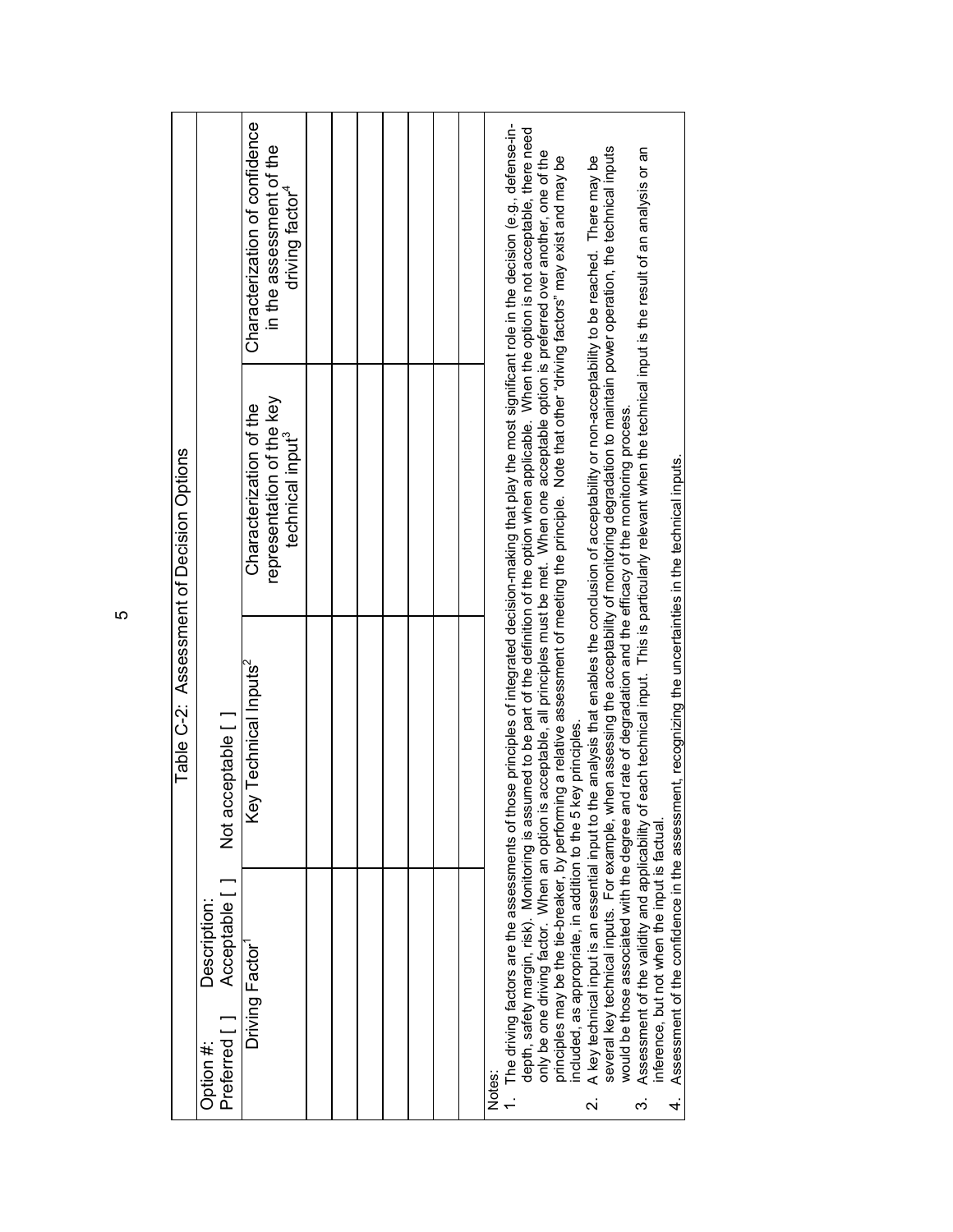# Table C-2: Assessment of Decision Options

Option #: Description:

Preferred [ ] Acceptable [ ] Not acceptable [ ]

| Driving Factor[1] | Key Technical Inputs[2] | Characterization of the representation of the key technical input[3] | Characterization of confidence in the assessment of the driving factor[4] |
|---|---|---|---|
| | | | |
| | | | |
| | | | |
| | | | |
| | | | |
| | | | |
| | | | |

Notes:

1. The driving factors are the assessments of those principles of integrated decision-making that play the most significant role in the decision (e.g., defense-in-depth, safety margin, risk). Monitoring is assumed to be part of the definition of the option when applicable. When the option is not acceptable, there need only be one driving factor. When an option is acceptable, all principles must be met. When one acceptable option is preferred over another, one of the principles may be the tie-breaker, by performing a relative assessment of meeting the principle. Note that other "driving factors" may exist and may be included, as appropriate, in addition to the 5 key principles.
2. A key technical input is an essential input to the analysis that enables the conclusion of acceptability or non-acceptability to be reached. There may be several key technical inputs. For example, when assessing the acceptability of monitoring degradation to maintain power operation, the technical inputs would be those associated with the degree and rate of degradation and the efficacy of the monitoring process.
3. Assessment of the validity and applicability of each technical input. This is particularly relevant when the technical input is the result of an analysis or an inference, but not when the input is factual.
4. Assessment of the confidence in the assessment, recognizing the uncertainties in the technical inputs.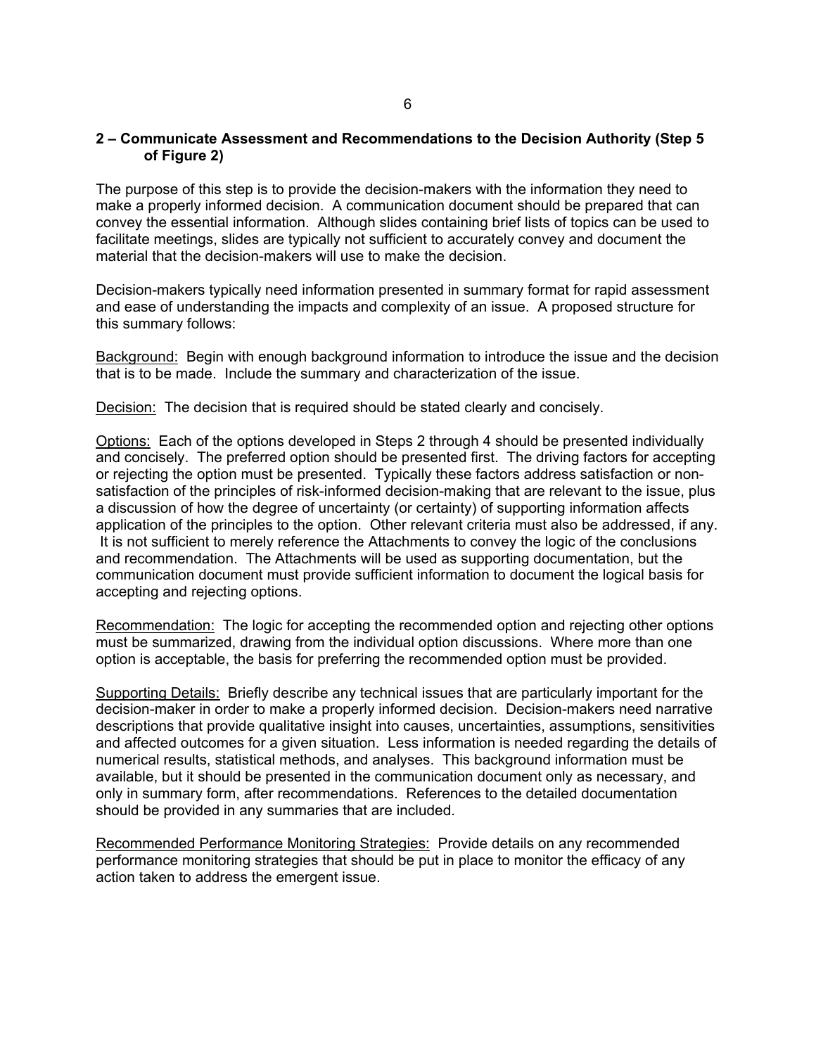## 2 – Communicate Assessment and Recommendations to the Decision Authority (Step 5 of Figure 2)

The purpose of this step is to provide the decision-makers with the information they need to make a properly informed decision. A communication document should be prepared that can convey the essential information. Although slides containing brief lists of topics can be used to facilitate meetings, slides are typically not sufficient to accurately convey and document the material that the decision-makers will use to make the decision.

Decision-makers typically need information presented in summary format for rapid assessment and ease of understanding the impacts and complexity of an issue. A proposed structure for this summary follows:

Background: Begin with enough background information to introduce the issue and the decision that is to be made. Include the summary and characterization of the issue.

Decision: The decision that is required should be stated clearly and concisely.

Options: Each of the options developed in Steps 2 through 4 should be presented individually and concisely. The preferred option should be presented first. The driving factors for accepting or rejecting the option must be presented. Typically these factors address satisfaction or non-satisfaction of the principles of risk-informed decision-making that are relevant to the issue, plus a discussion of how the degree of uncertainty (or certainty) of supporting information affects application of the principles to the option. Other relevant criteria must also be addressed, if any. It is not sufficient to merely reference the Attachments to convey the logic of the conclusions and recommendation. The Attachments will be used as supporting documentation, but the communication document must provide sufficient information to document the logical basis for accepting and rejecting options.

Recommendation: The logic for accepting the recommended option and rejecting other options must be summarized, drawing from the individual option discussions. Where more than one option is acceptable, the basis for preferring the recommended option must be provided.

Supporting Details: Briefly describe any technical issues that are particularly important for the decision-maker in order to make a properly informed decision. Decision-makers need narrative descriptions that provide qualitative insight into causes, uncertainties, assumptions, sensitivities and affected outcomes for a given situation. Less information is needed regarding the details of numerical results, statistical methods, and analyses. This background information must be available, but it should be presented in the communication document only as necessary, and only in summary form, after recommendations. References to the detailed documentation should be provided in any summaries that are included.

Recommended Performance Monitoring Strategies: Provide details on any recommended performance monitoring strategies that should be put in place to monitor the efficacy of any action taken to address the emergent issue.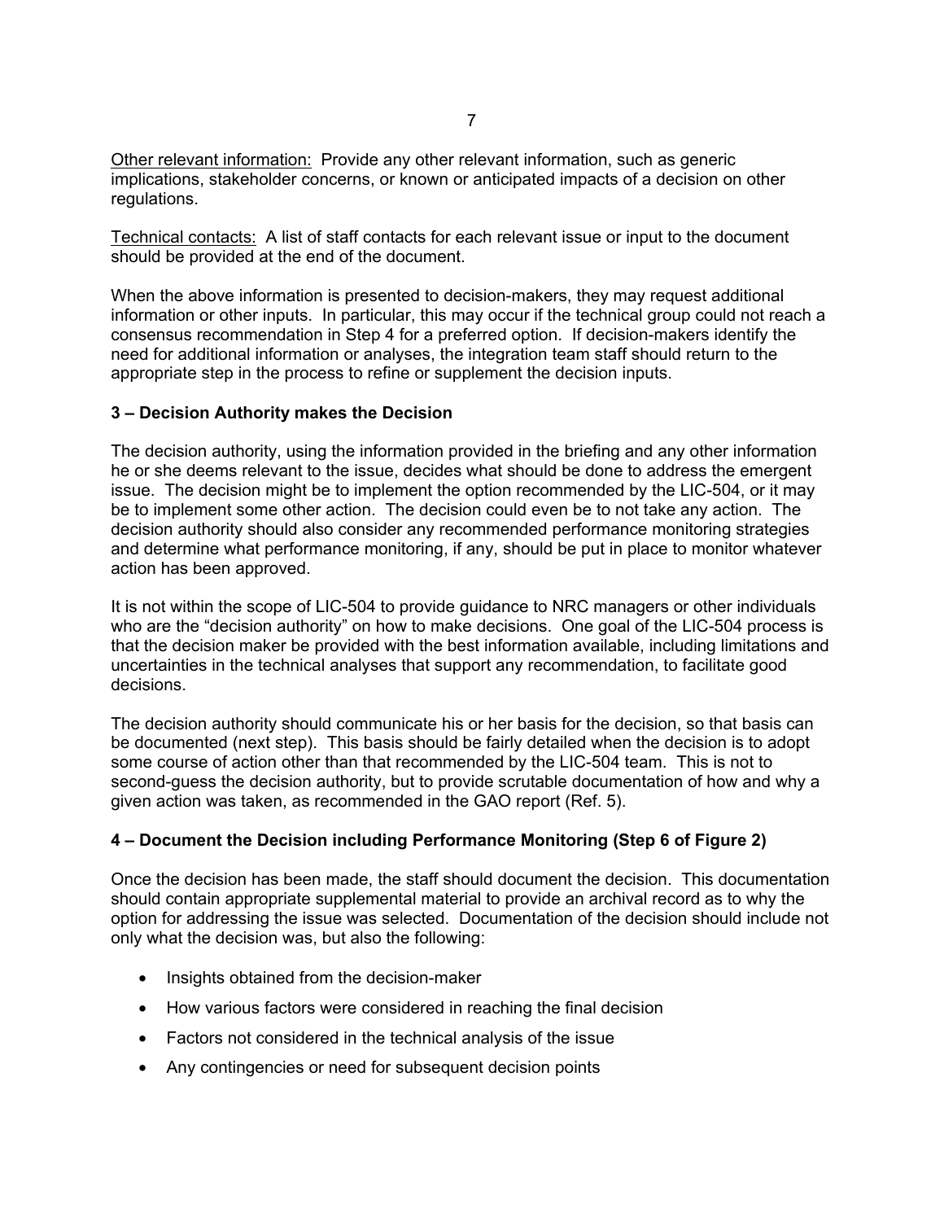Other relevant information:  Provide any other relevant information, such as generic implications, stakeholder concerns, or known or anticipated impacts of a decision on other regulations.

Technical contacts:  A list of staff contacts for each relevant issue or input to the document should be provided at the end of the document.

When the above information is presented to decision-makers, they may request additional information or other inputs.  In particular, this may occur if the technical group could not reach a consensus recommendation in Step 4 for a preferred option.  If decision-makers identify the need for additional information or analyses, the integration team staff should return to the appropriate step in the process to refine or supplement the decision inputs.

### 3 – Decision Authority makes the Decision

The decision authority, using the information provided in the briefing and any other information he or she deems relevant to the issue, decides what should be done to address the emergent issue.  The decision might be to implement the option recommended by the LIC-504, or it may be to implement some other action.  The decision could even be to not take any action.  The decision authority should also consider any recommended performance monitoring strategies and determine what performance monitoring, if any, should be put in place to monitor whatever action has been approved.

It is not within the scope of LIC-504 to provide guidance to NRC managers or other individuals who are the "decision authority" on how to make decisions.  One goal of the LIC-504 process is that the decision maker be provided with the best information available, including limitations and uncertainties in the technical analyses that support any recommendation, to facilitate good decisions.

The decision authority should communicate his or her basis for the decision, so that basis can be documented (next step).  This basis should be fairly detailed when the decision is to adopt some course of action other than that recommended by the LIC-504 team.  This is not to second-guess the decision authority, but to provide scrutable documentation of how and why a given action was taken, as recommended in the GAO report (Ref. 5).

### 4 – Document the Decision including Performance Monitoring (Step 6 of Figure 2)

Once the decision has been made, the staff should document the decision.  This documentation should contain appropriate supplemental material to provide an archival record as to why the option for addressing the issue was selected.  Documentation of the decision should include not only what the decision was, but also the following:

- Insights obtained from the decision-maker
- How various factors were considered in reaching the final decision
- Factors not considered in the technical analysis of the issue
- Any contingencies or need for subsequent decision points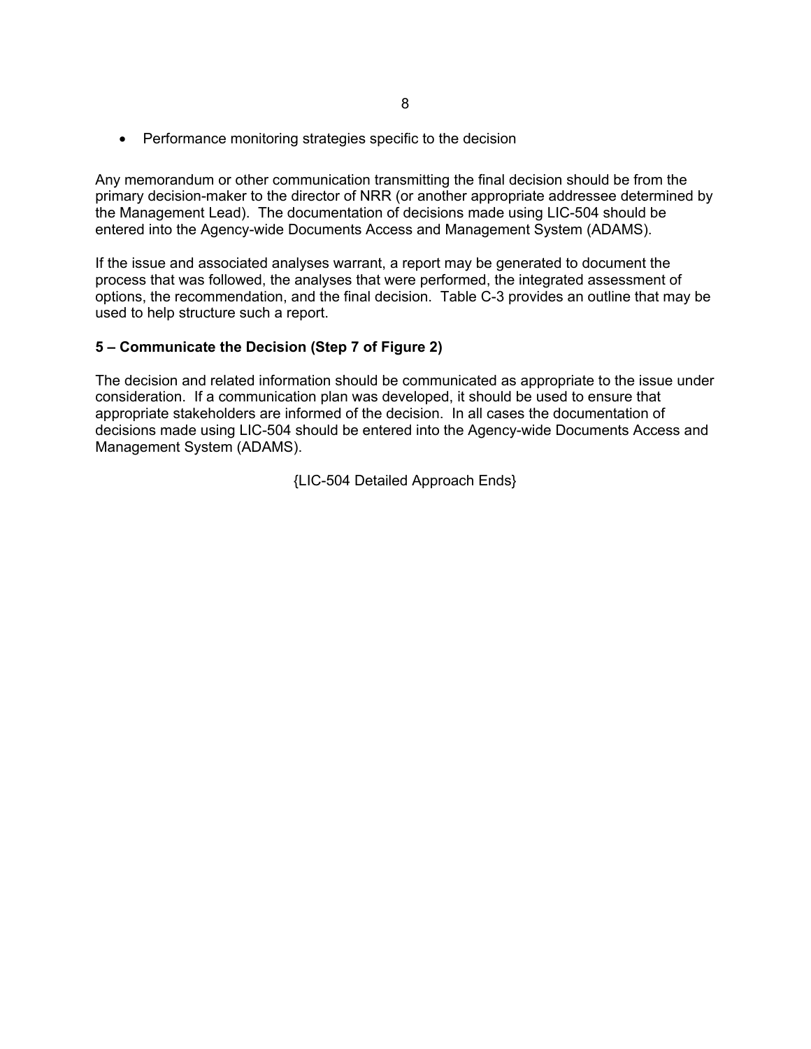- Performance monitoring strategies specific to the decision

Any memorandum or other communication transmitting the final decision should be from the primary decision-maker to the director of NRR (or another appropriate addressee determined by the Management Lead). The documentation of decisions made using LIC-504 should be entered into the Agency-wide Documents Access and Management System (ADAMS).

If the issue and associated analyses warrant, a report may be generated to document the process that was followed, the analyses that were performed, the integrated assessment of options, the recommendation, and the final decision. Table C-3 provides an outline that may be used to help structure such a report.

**5 – Communicate the Decision (Step 7 of Figure 2)**

The decision and related information should be communicated as appropriate to the issue under consideration. If a communication plan was developed, it should be used to ensure that appropriate stakeholders are informed of the decision. In all cases the documentation of decisions made using LIC-504 should be entered into the Agency-wide Documents Access and Management System (ADAMS).

{LIC-504 Detailed Approach Ends}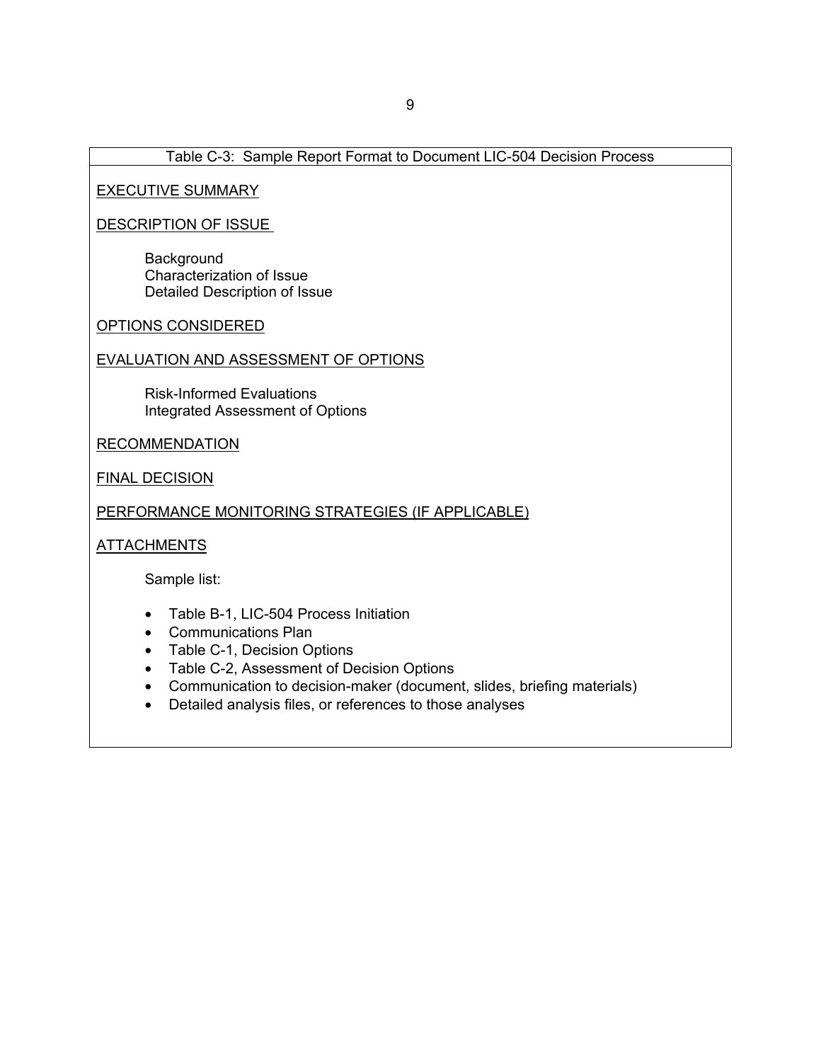Table C-3: Sample Report Format to Document LIC-504 Decision Process

<u>EXECUTIVE SUMMARY</u>

<u>DESCRIPTION OF ISSUE</u>

Background
Characterization of Issue
Detailed Description of Issue

<u>OPTIONS CONSIDERED</u>

<u>EVALUATION AND ASSESSMENT OF OPTIONS</u>

Risk-Informed Evaluations
Integrated Assessment of Options

<u>RECOMMENDATION</u>

<u>FINAL DECISION</u>

<u>PERFORMANCE MONITORING STRATEGIES (IF APPLICABLE)</u>

<u>ATTACHMENTS</u>

Sample list:

- Table B-1, LIC-504 Process Initiation
- Communications Plan
- Table C-1, Decision Options
- Table C-2, Assessment of Decision Options
- Communication to decision-maker (document, slides, briefing materials)
- Detailed analysis files, or references to those analyses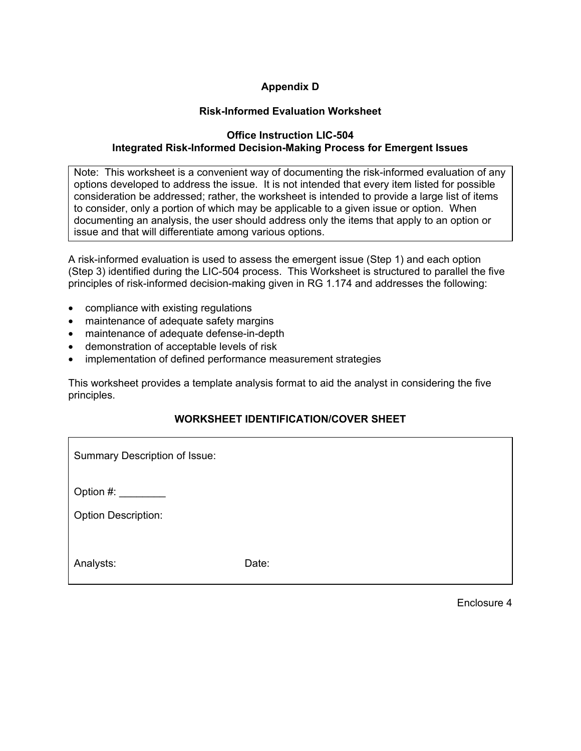# Appendix D

## Risk-Informed Evaluation Worksheet

### Office Instruction LIC-504
### Integrated Risk-Informed Decision-Making Process for Emergent Issues

> Note: This worksheet is a convenient way of documenting the risk-informed evaluation of any options developed to address the issue. It is not intended that every item listed for possible consideration be addressed; rather, the worksheet is intended to provide a large list of items to consider, only a portion of which may be applicable to a given issue or option. When documenting an analysis, the user should address only the items that apply to an option or issue and that will differentiate among various options.

A risk-informed evaluation is used to assess the emergent issue (Step 1) and each option (Step 3) identified during the LIC-504 process. This Worksheet is structured to parallel the five principles of risk-informed decision-making given in RG 1.174 and addresses the following:

- compliance with existing regulations
- maintenance of adequate safety margins
- maintenance of adequate defense-in-depth
- demonstration of acceptable levels of risk
- implementation of defined performance measurement strategies

This worksheet provides a template analysis format to aid the analyst in considering the five principles.

### WORKSHEET IDENTIFICATION/COVER SHEET

Summary Description of Issue:

Option #: ________

Option Description:

Analysts: Date:

Enclosure 4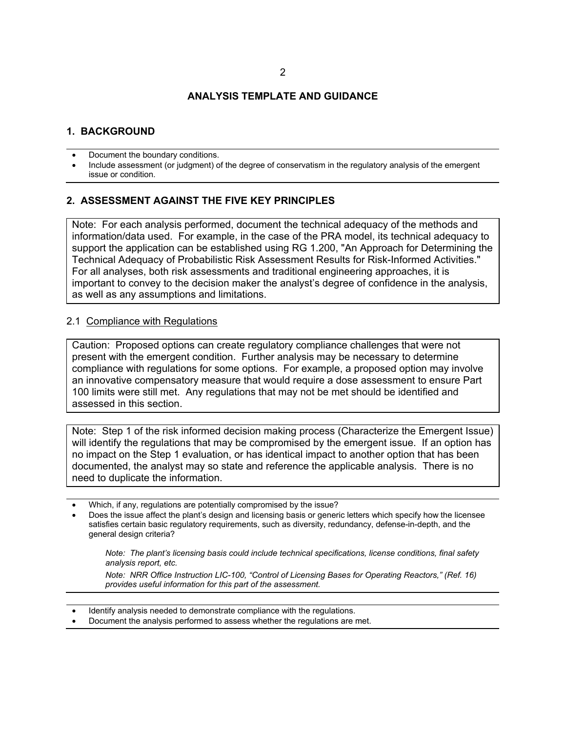## ANALYSIS TEMPLATE AND GUIDANCE

### 1. BACKGROUND

- Document the boundary conditions.
- Include assessment (or judgment) of the degree of conservatism in the regulatory analysis of the emergent issue or condition.

### 2. ASSESSMENT AGAINST THE FIVE KEY PRINCIPLES

> Note: For each analysis performed, document the technical adequacy of the methods and information/data used. For example, in the case of the PRA model, its technical adequacy to support the application can be established using RG 1.200, "An Approach for Determining the Technical Adequacy of Probabilistic Risk Assessment Results for Risk-Informed Activities." For all analyses, both risk assessments and traditional engineering approaches, it is important to convey to the decision maker the analyst's degree of confidence in the analysis, as well as any assumptions and limitations.

#### 2.1 Compliance with Regulations

> Caution: Proposed options can create regulatory compliance challenges that were not present with the emergent condition. Further analysis may be necessary to determine compliance with regulations for some options. For example, a proposed option may involve an innovative compensatory measure that would require a dose assessment to ensure Part 100 limits were still met. Any regulations that may not be met should be identified and assessed in this section.

> Note: Step 1 of the risk informed decision making process (Characterize the Emergent Issue) will identify the regulations that may be compromised by the emergent issue. If an option has no impact on the Step 1 evaluation, or has identical impact to another option that has been documented, the analyst may so state and reference the applicable analysis. There is no need to duplicate the information.

- Which, if any, regulations are potentially compromised by the issue?
- Does the issue affect the plant's design and licensing basis or generic letters which specify how the licensee satisfies certain basic regulatory requirements, such as diversity, redundancy, defense-in-depth, and the general design criteria?

  *Note: The plant's licensing basis could include technical specifications, license conditions, final safety analysis report, etc.*

  *Note: NRR Office Instruction LIC-100, "Control of Licensing Bases for Operating Reactors," (Ref. 16) provides useful information for this part of the assessment.*

---

- Identify analysis needed to demonstrate compliance with the regulations.
- Document the analysis performed to assess whether the regulations are met.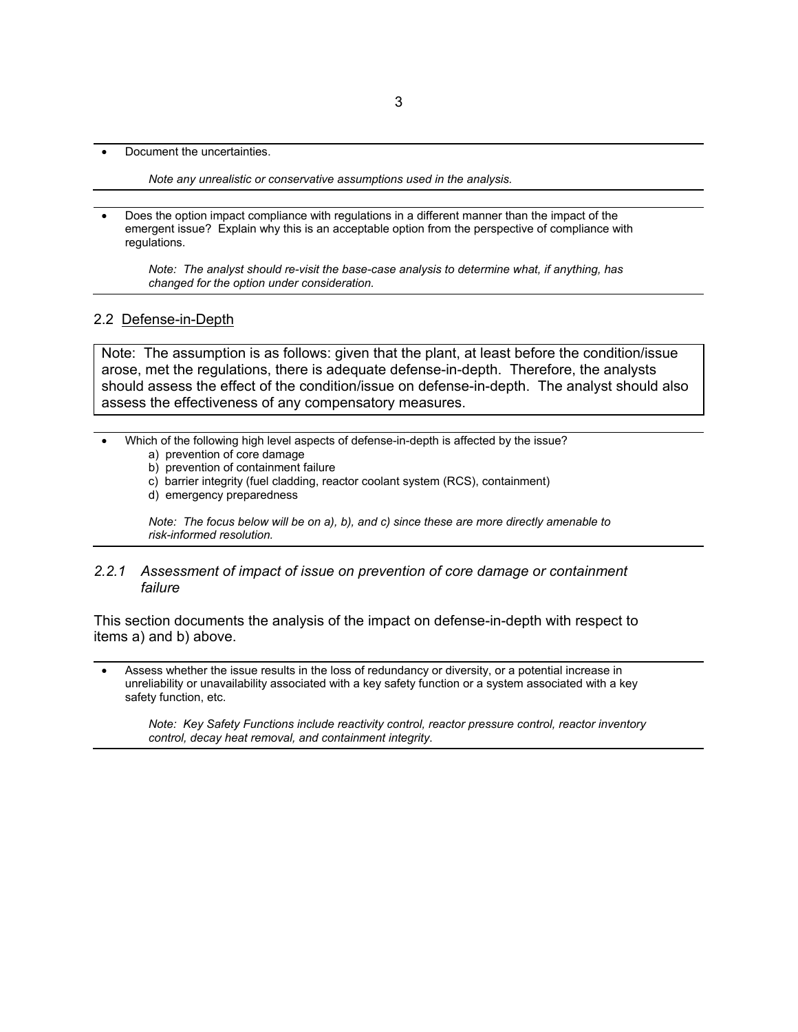- Document the uncertainties.

  *Note any unrealistic or conservative assumptions used in the analysis.*

---

- Does the option impact compliance with regulations in a different manner than the impact of the emergent issue? Explain why this is an acceptable option from the perspective of compliance with regulations.

  *Note: The analyst should re-visit the base-case analysis to determine what, if anything, has changed for the option under consideration.*

## 2.2 Defense-in-Depth

Note: The assumption is as follows: given that the plant, at least before the condition/issue arose, met the regulations, there is adequate defense-in-depth. Therefore, the analysts should assess the effect of the condition/issue on defense-in-depth. The analyst should also assess the effectiveness of any compensatory measures.

---

- Which of the following high level aspects of defense-in-depth is affected by the issue?
  - a) prevention of core damage
  - b) prevention of containment failure
  - c) barrier integrity (fuel cladding, reactor coolant system (RCS), containment)
  - d) emergency preparedness

  *Note: The focus below will be on a), b), and c) since these are more directly amenable to risk-informed resolution.*

### *2.2.1 Assessment of impact of issue on prevention of core damage or containment failure*

This section documents the analysis of the impact on defense-in-depth with respect to items a) and b) above.

---

- Assess whether the issue results in the loss of redundancy or diversity, or a potential increase in unreliability or unavailability associated with a key safety function or a system associated with a key safety function, etc.

  *Note: Key Safety Functions include reactivity control, reactor pressure control, reactor inventory control, decay heat removal, and containment integrity.*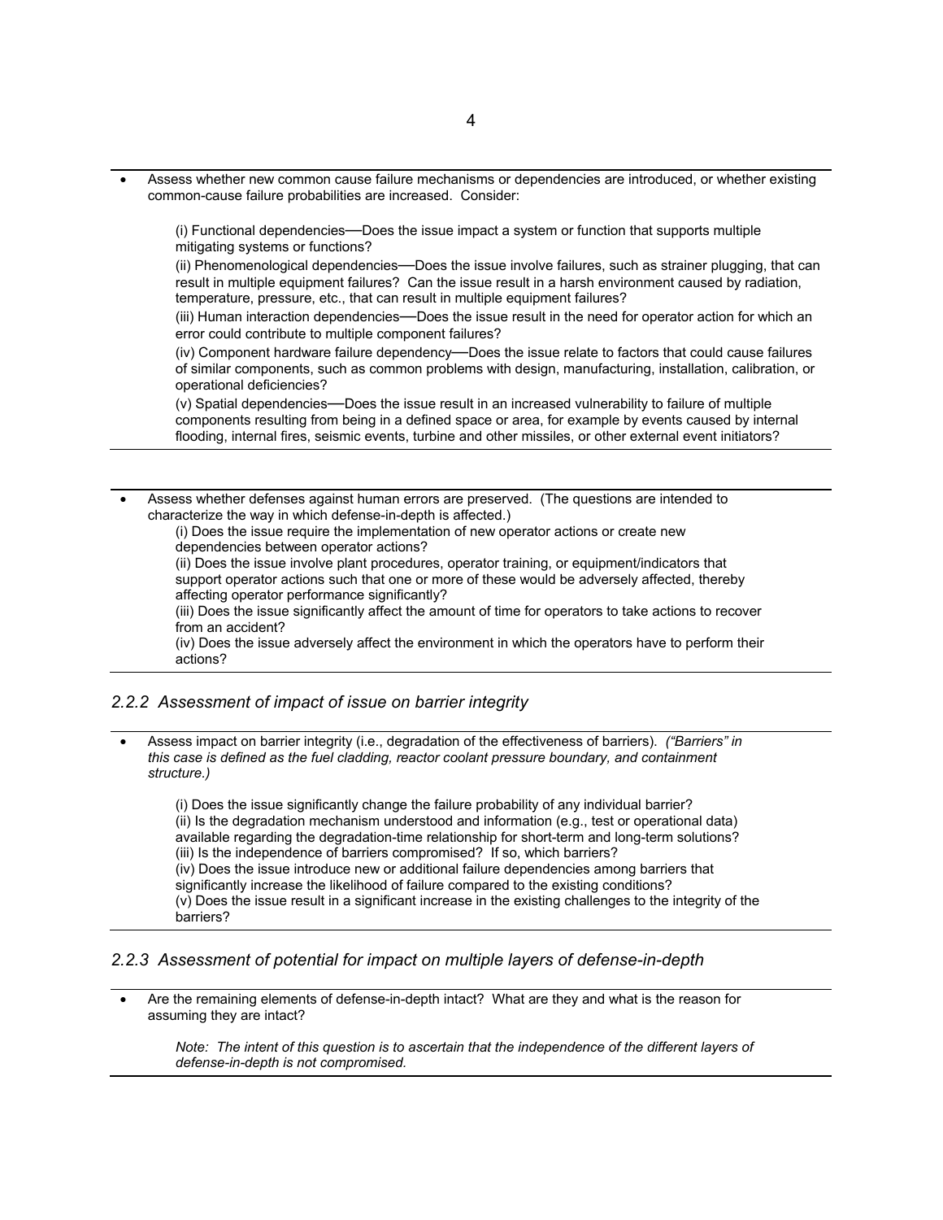- Assess whether new common cause failure mechanisms or dependencies are introduced, or whether existing common-cause failure probabilities are increased. Consider:

  (i) Functional dependencies—Does the issue impact a system or function that supports multiple mitigating systems or functions?
  (ii) Phenomenological dependencies—Does the issue involve failures, such as strainer plugging, that can result in multiple equipment failures? Can the issue result in a harsh environment caused by radiation, temperature, pressure, etc., that can result in multiple equipment failures?
  (iii) Human interaction dependencies—Does the issue result in the need for operator action for which an error could contribute to multiple component failures?
  (iv) Component hardware failure dependency—Does the issue relate to factors that could cause failures of similar components, such as common problems with design, manufacturing, installation, calibration, or operational deficiencies?
  (v) Spatial dependencies—Does the issue result in an increased vulnerability to failure of multiple components resulting from being in a defined space or area, for example by events caused by internal flooding, internal fires, seismic events, turbine and other missiles, or other external event initiators?

- Assess whether defenses against human errors are preserved. (The questions are intended to characterize the way in which defense-in-depth is affected.)
  (i) Does the issue require the implementation of new operator actions or create new dependencies between operator actions?
  (ii) Does the issue involve plant procedures, operator training, or equipment/indicators that support operator actions such that one or more of these would be adversely affected, thereby affecting operator performance significantly?
  (iii) Does the issue significantly affect the amount of time for operators to take actions to recover from an accident?
  (iv) Does the issue adversely affect the environment in which the operators have to perform their actions?

### *2.2.2 Assessment of impact of issue on barrier integrity*

- Assess impact on barrier integrity (i.e., degradation of the effectiveness of barriers). *("Barriers" in this case is defined as the fuel cladding, reactor coolant pressure boundary, and containment structure.)*

  (i) Does the issue significantly change the failure probability of any individual barrier?
  (ii) Is the degradation mechanism understood and information (e.g., test or operational data) available regarding the degradation-time relationship for short-term and long-term solutions?
  (iii) Is the independence of barriers compromised? If so, which barriers?
  (iv) Does the issue introduce new or additional failure dependencies among barriers that significantly increase the likelihood of failure compared to the existing conditions?
  (v) Does the issue result in a significant increase in the existing challenges to the integrity of the barriers?

### *2.2.3 Assessment of potential for impact on multiple layers of defense-in-depth*

- Are the remaining elements of defense-in-depth intact? What are they and what is the reason for assuming they are intact?

  *Note: The intent of this question is to ascertain that the independence of the different layers of defense-in-depth is not compromised.*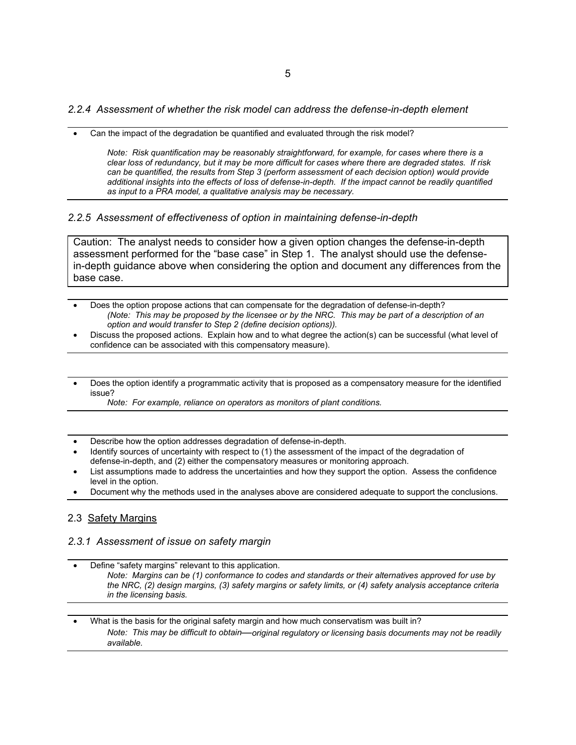### *2.2.4 Assessment of whether the risk model can address the defense-in-depth element*

- Can the impact of the degradation be quantified and evaluated through the risk model?

  *Note: Risk quantification may be reasonably straightforward, for example, for cases where there is a clear loss of redundancy, but it may be more difficult for cases where there are degraded states. If risk can be quantified, the results from Step 3 (perform assessment of each decision option) would provide additional insights into the effects of loss of defense-in-depth. If the impact cannot be readily quantified as input to a PRA model, a qualitative analysis may be necessary.*

### *2.2.5 Assessment of effectiveness of option in maintaining defense-in-depth*

> Caution: The analyst needs to consider how a given option changes the defense-in-depth assessment performed for the "base case" in Step 1. The analyst should use the defense-in-depth guidance above when considering the option and document any differences from the base case.

- Does the option propose actions that can compensate for the degradation of defense-in-depth?

  *(Note: This may be proposed by the licensee or by the NRC. This may be part of a description of an option and would transfer to Step 2 (define decision options)).*
- Discuss the proposed actions. Explain how and to what degree the action(s) can be successful (what level of confidence can be associated with this compensatory measure).

- Does the option identify a programmatic activity that is proposed as a compensatory measure for the identified issue?

  *Note: For example, reliance on operators as monitors of plant conditions.*

- Describe how the option addresses degradation of defense-in-depth.
- Identify sources of uncertainty with respect to (1) the assessment of the impact of the degradation of defense-in-depth, and (2) either the compensatory measures or monitoring approach.
- List assumptions made to address the uncertainties and how they support the option. Assess the confidence level in the option.
- Document why the methods used in the analyses above are considered adequate to support the conclusions.

## 2.3 Safety Margins

### *2.3.1 Assessment of issue on safety margin*

- Define "safety margins" relevant to this application.

  *Note: Margins can be (1) conformance to codes and standards or their alternatives approved for use by the NRC, (2) design margins, (3) safety margins or safety limits, or (4) safety analysis acceptance criteria in the licensing basis.*

- What is the basis for the original safety margin and how much conservatism was built in?

  *Note: This may be difficult to obtain—original regulatory or licensing basis documents may not be readily available.*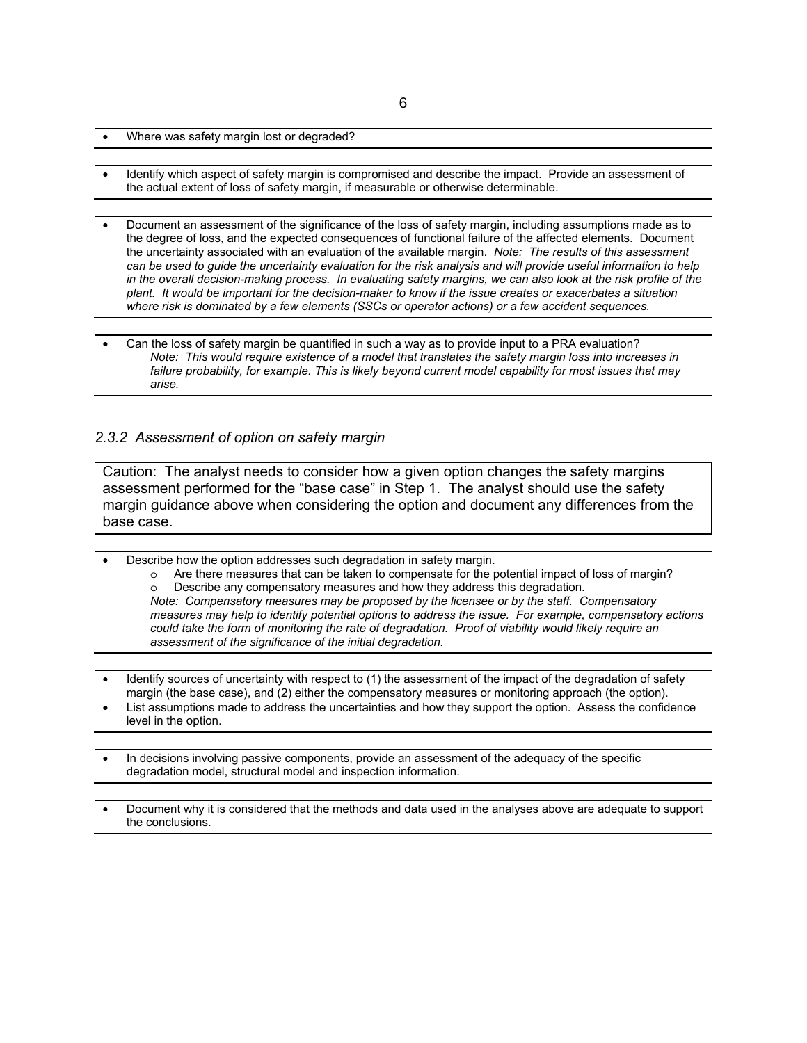- Where was safety margin lost or degraded?

---

- Identify which aspect of safety margin is compromised and describe the impact. Provide an assessment of the actual extent of loss of safety margin, if measurable or otherwise determinable.

---

- Document an assessment of the significance of the loss of safety margin, including assumptions made as to the degree of loss, and the expected consequences of functional failure of the affected elements. Document the uncertainty associated with an evaluation of the available margin. *Note: The results of this assessment can be used to guide the uncertainty evaluation for the risk analysis and will provide useful information to help in the overall decision-making process. In evaluating safety margins, we can also look at the risk profile of the plant. It would be important for the decision-maker to know if the issue creates or exacerbates a situation where risk is dominated by a few elements (SSCs or operator actions) or a few accident sequences.*

---

- Can the loss of safety margin be quantified in such a way as to provide input to a PRA evaluation?
  *Note: This would require existence of a model that translates the safety margin loss into increases in failure probability, for example. This is likely beyond current model capability for most issues that may arise.*

### *2.3.2 Assessment of option on safety margin*

> Caution: The analyst needs to consider how a given option changes the safety margins assessment performed for the "base case" in Step 1. The analyst should use the safety margin guidance above when considering the option and document any differences from the base case.

- Describe how the option addresses such degradation in safety margin.
  - Are there measures that can be taken to compensate for the potential impact of loss of margin?
  - Describe any compensatory measures and how they address this degradation.

  *Note: Compensatory measures may be proposed by the licensee or by the staff. Compensatory measures may help to identify potential options to address the issue. For example, compensatory actions could take the form of monitoring the rate of degradation. Proof of viability would likely require an assessment of the significance of the initial degradation.*

---

- Identify sources of uncertainty with respect to (1) the assessment of the impact of the degradation of safety margin (the base case), and (2) either the compensatory measures or monitoring approach (the option).
- List assumptions made to address the uncertainties and how they support the option. Assess the confidence level in the option.

---

- In decisions involving passive components, provide an assessment of the adequacy of the specific degradation model, structural model and inspection information.

---

- Document why it is considered that the methods and data used in the analyses above are adequate to support the conclusions.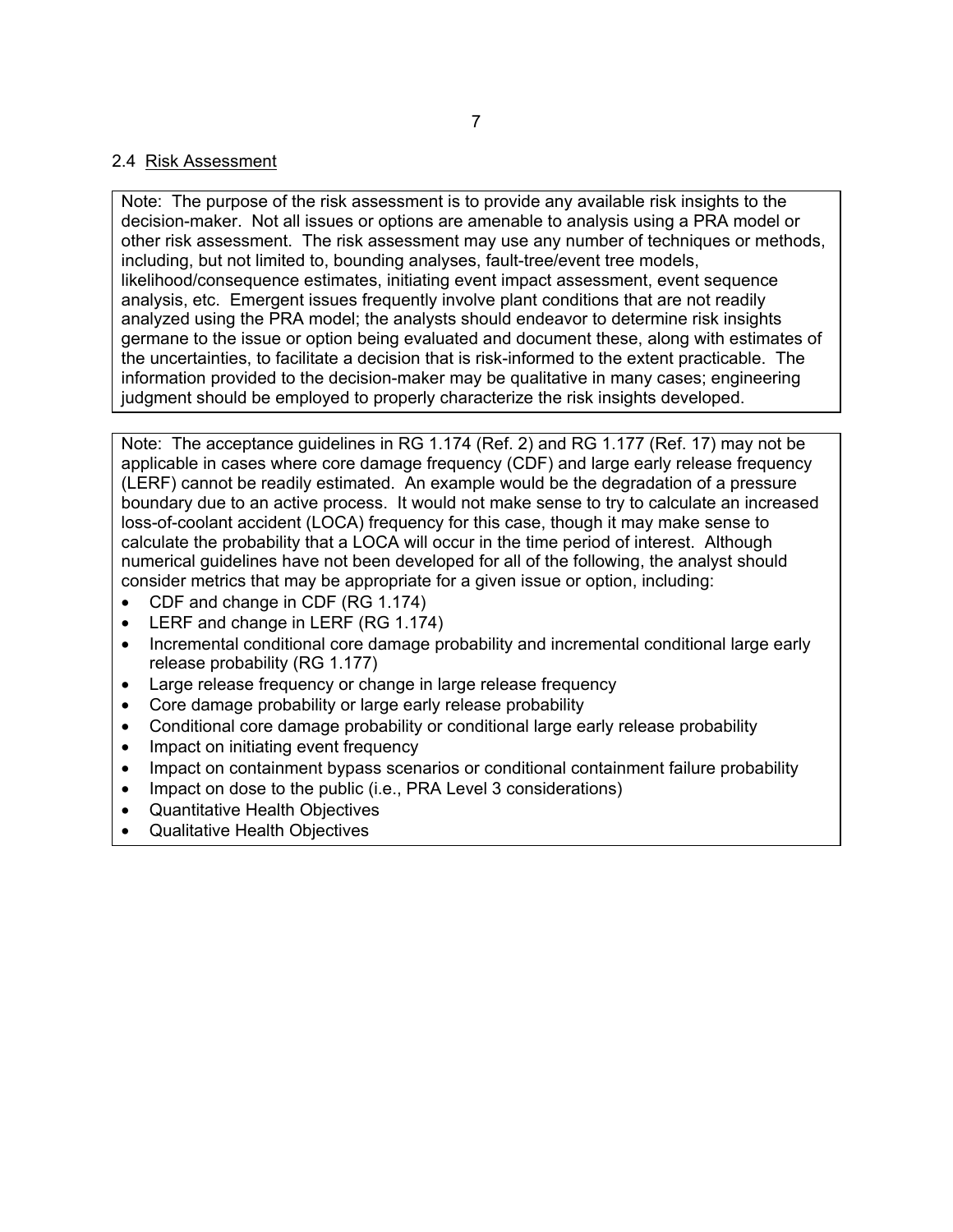## 2.4 Risk Assessment

Note: The purpose of the risk assessment is to provide any available risk insights to the decision-maker. Not all issues or options are amenable to analysis using a PRA model or other risk assessment. The risk assessment may use any number of techniques or methods, including, but not limited to, bounding analyses, fault-tree/event tree models, likelihood/consequence estimates, initiating event impact assessment, event sequence analysis, etc. Emergent issues frequently involve plant conditions that are not readily analyzed using the PRA model; the analysts should endeavor to determine risk insights germane to the issue or option being evaluated and document these, along with estimates of the uncertainties, to facilitate a decision that is risk-informed to the extent practicable. The information provided to the decision-maker may be qualitative in many cases; engineering judgment should be employed to properly characterize the risk insights developed.

Note: The acceptance guidelines in RG 1.174 (Ref. 2) and RG 1.177 (Ref. 17) may not be applicable in cases where core damage frequency (CDF) and large early release frequency (LERF) cannot be readily estimated. An example would be the degradation of a pressure boundary due to an active process. It would not make sense to try to calculate an increased loss-of-coolant accident (LOCA) frequency for this case, though it may make sense to calculate the probability that a LOCA will occur in the time period of interest. Although numerical guidelines have not been developed for all of the following, the analyst should consider metrics that may be appropriate for a given issue or option, including:

- CDF and change in CDF (RG 1.174)
- LERF and change in LERF (RG 1.174)
- Incremental conditional core damage probability and incremental conditional large early release probability (RG 1.177)
- Large release frequency or change in large release frequency
- Core damage probability or large early release probability
- Conditional core damage probability or conditional large early release probability
- Impact on initiating event frequency
- Impact on containment bypass scenarios or conditional containment failure probability
- Impact on dose to the public (i.e., PRA Level 3 considerations)
- Quantitative Health Objectives
- Qualitative Health Objectives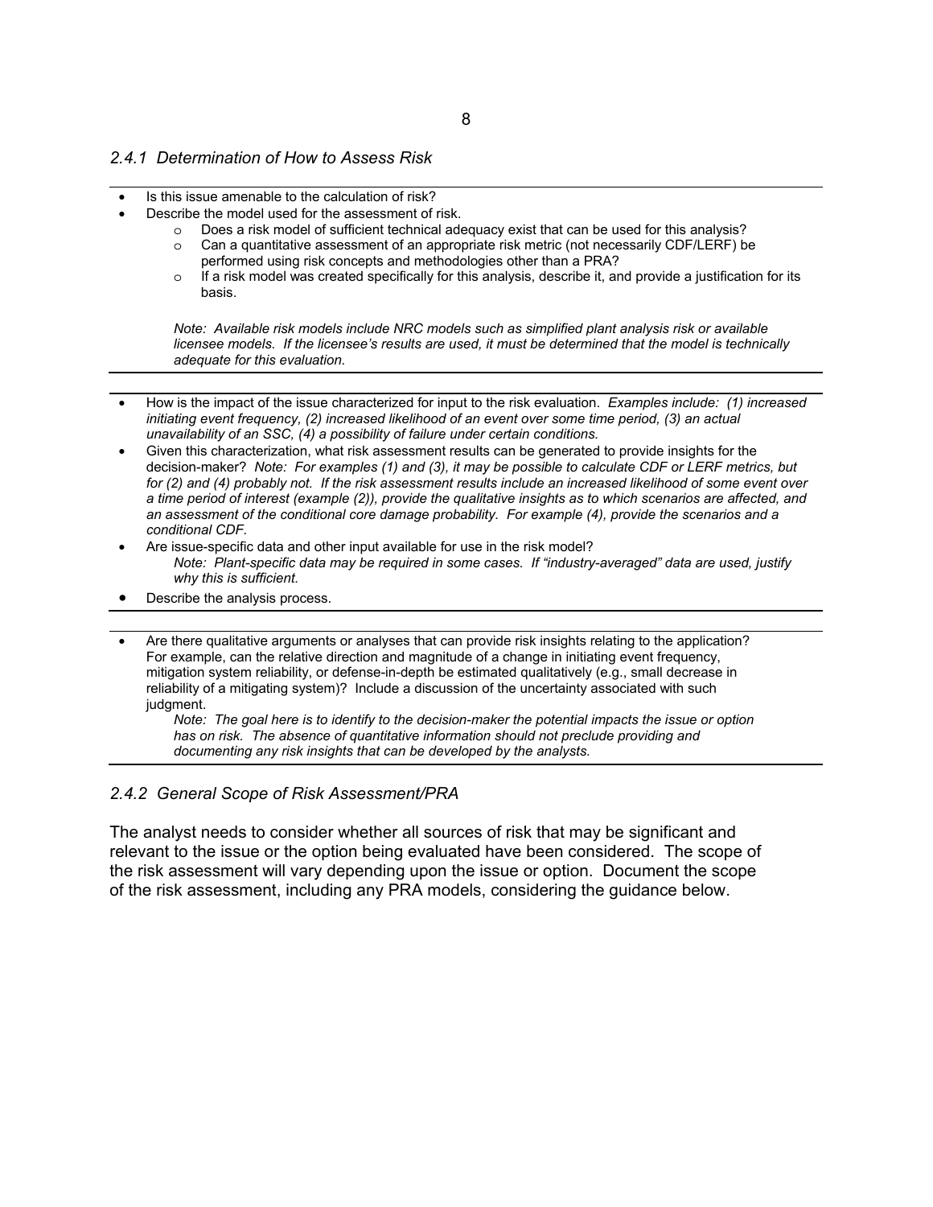### *2.4.1 Determination of How to Assess Risk*

---

- Is this issue amenable to the calculation of risk?
- Describe the model used for the assessment of risk.
  - Does a risk model of sufficient technical adequacy exist that can be used for this analysis?
  - Can a quantitative assessment of an appropriate risk metric (not necessarily CDF/LERF) be performed using risk concepts and methodologies other than a PRA?
  - If a risk model was created specifically for this analysis, describe it, and provide a justification for its basis.

  *Note: Available risk models include NRC models such as simplified plant analysis risk or available licensee models. If the licensee's results are used, it must be determined that the model is technically adequate for this evaluation.*

---

- How is the impact of the issue characterized for input to the risk evaluation. *Examples include: (1) increased initiating event frequency, (2) increased likelihood of an event over some time period, (3) an actual unavailability of an SSC, (4) a possibility of failure under certain conditions.*
- Given this characterization, what risk assessment results can be generated to provide insights for the decision-maker? *Note: For examples (1) and (3), it may be possible to calculate CDF or LERF metrics, but for (2) and (4) probably not. If the risk assessment results include an increased likelihood of some event over a time period of interest (example (2)), provide the qualitative insights as to which scenarios are affected, and an assessment of the conditional core damage probability. For example (4), provide the scenarios and a conditional CDF.*
- Are issue-specific data and other input available for use in the risk model?
  *Note: Plant-specific data may be required in some cases. If "industry-averaged" data are used, justify why this is sufficient.*
- Describe the analysis process.

---

- Are there qualitative arguments or analyses that can provide risk insights relating to the application? For example, can the relative direction and magnitude of a change in initiating event frequency, mitigation system reliability, or defense-in-depth be estimated qualitatively (e.g., small decrease in reliability of a mitigating system)? Include a discussion of the uncertainty associated with such judgment.
  *Note: The goal here is to identify to the decision-maker the potential impacts the issue or option has on risk. The absence of quantitative information should not preclude providing and documenting any risk insights that can be developed by the analysts.*

---

### *2.4.2 General Scope of Risk Assessment/PRA*

The analyst needs to consider whether all sources of risk that may be significant and relevant to the issue or the option being evaluated have been considered. The scope of the risk assessment will vary depending upon the issue or option. Document the scope of the risk assessment, including any PRA models, considering the guidance below.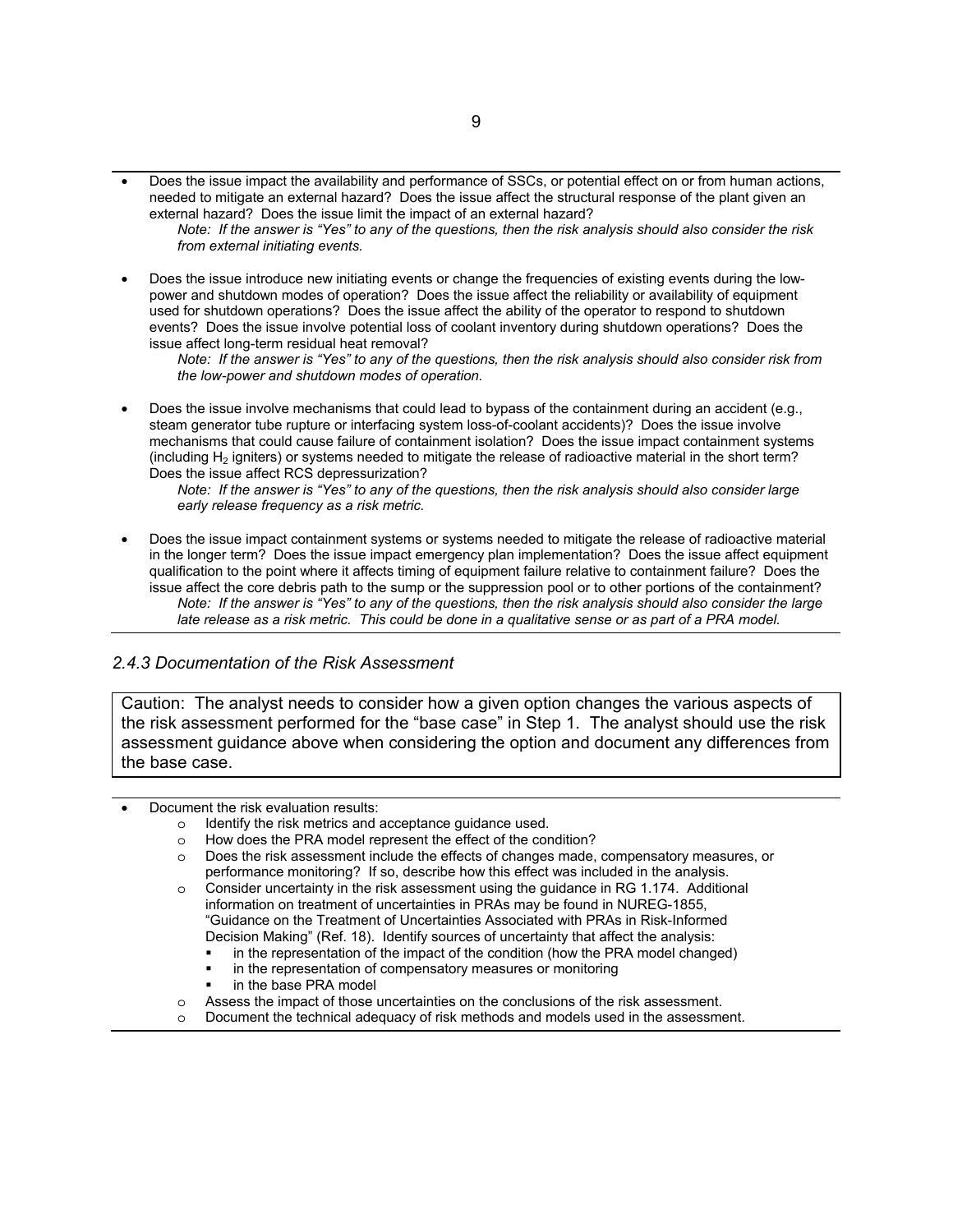- Does the issue impact the availability and performance of SSCs, or potential effect on or from human actions, needed to mitigate an external hazard? Does the issue affect the structural response of the plant given an external hazard? Does the issue limit the impact of an external hazard?

  *Note: If the answer is "Yes" to any of the questions, then the risk analysis should also consider the risk from external initiating events.*

- Does the issue introduce new initiating events or change the frequencies of existing events during the low-power and shutdown modes of operation? Does the issue affect the reliability or availability of equipment used for shutdown operations? Does the issue affect the ability of the operator to respond to shutdown events? Does the issue involve potential loss of coolant inventory during shutdown operations? Does the issue affect long-term residual heat removal?

  *Note: If the answer is "Yes" to any of the questions, then the risk analysis should also consider risk from the low-power and shutdown modes of operation.*

- Does the issue involve mechanisms that could lead to bypass of the containment during an accident (e.g., steam generator tube rupture or interfacing system loss-of-coolant accidents)? Does the issue involve mechanisms that could cause failure of containment isolation? Does the issue impact containment systems (including $H_2$ igniters) or systems needed to mitigate the release of radioactive material in the short term? Does the issue affect RCS depressurization?

  *Note: If the answer is "Yes" to any of the questions, then the risk analysis should also consider large early release frequency as a risk metric.*

- Does the issue impact containment systems or systems needed to mitigate the release of radioactive material in the longer term? Does the issue impact emergency plan implementation? Does the issue affect equipment qualification to the point where it affects timing of equipment failure relative to containment failure? Does the issue affect the core debris path to the sump or the suppression pool or to other portions of the containment?

  *Note: If the answer is "Yes" to any of the questions, then the risk analysis should also consider the large late release as a risk metric. This could be done in a qualitative sense or as part of a PRA model.*

### *2.4.3 Documentation of the Risk Assessment*

Caution: The analyst needs to consider how a given option changes the various aspects of the risk assessment performed for the "base case" in Step 1. The analyst should use the risk assessment guidance above when considering the option and document any differences from the base case.

- Document the risk evaluation results:
  - Identify the risk metrics and acceptance guidance used.
  - How does the PRA model represent the effect of the condition?
  - Does the risk assessment include the effects of changes made, compensatory measures, or performance monitoring? If so, describe how this effect was included in the analysis.
  - Consider uncertainty in the risk assessment using the guidance in RG 1.174. Additional information on treatment of uncertainties in PRAs may be found in NUREG-1855, "Guidance on the Treatment of Uncertainties Associated with PRAs in Risk-Informed Decision Making" (Ref. 18). Identify sources of uncertainty that affect the analysis:
    - in the representation of the impact of the condition (how the PRA model changed)
    - in the representation of compensatory measures or monitoring
    - in the base PRA model
  - Assess the impact of those uncertainties on the conclusions of the risk assessment.
  - Document the technical adequacy of risk methods and models used in the assessment.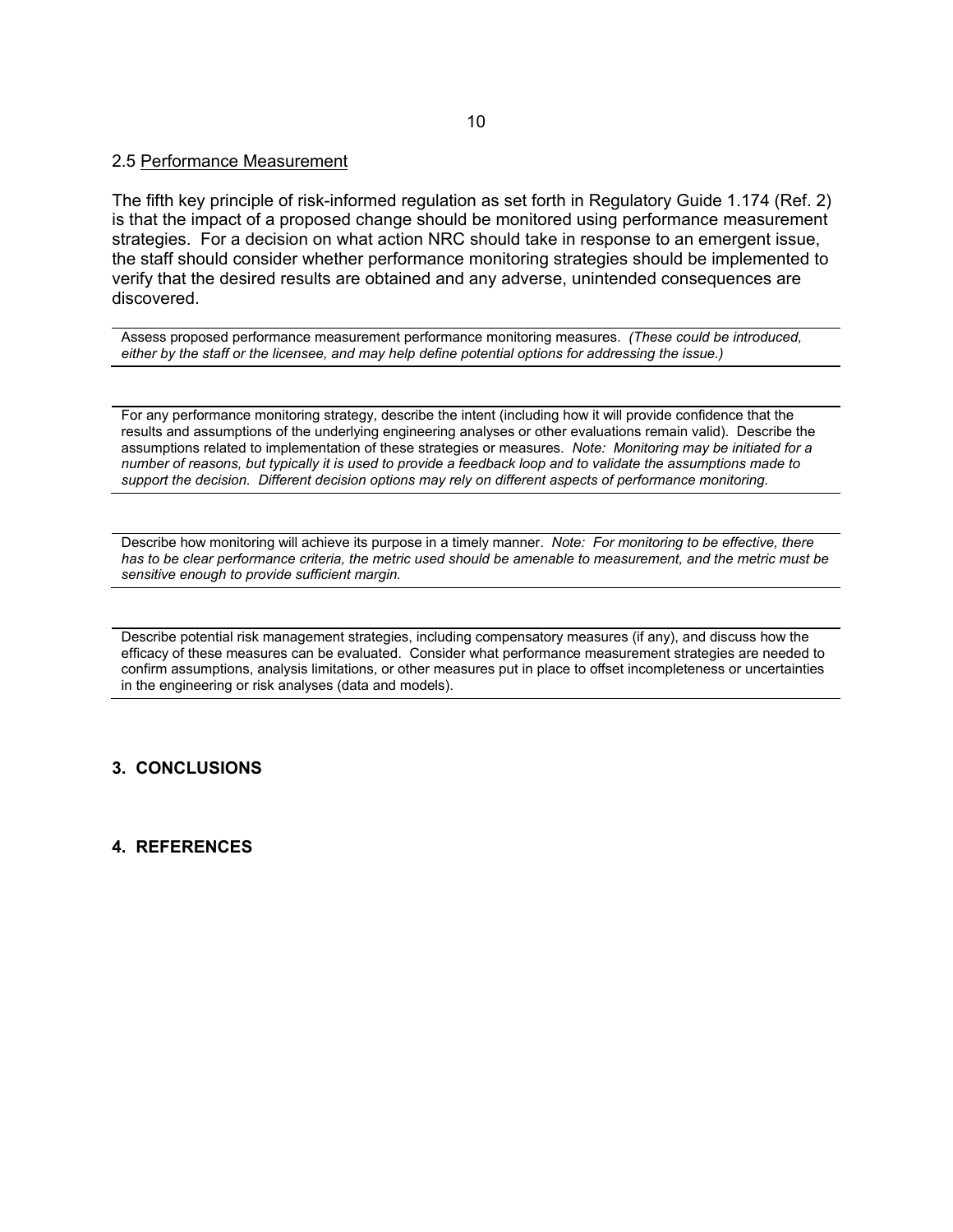## 2.5 Performance Measurement

The fifth key principle of risk-informed regulation as set forth in Regulatory Guide 1.174 (Ref. 2) is that the impact of a proposed change should be monitored using performance measurement strategies. For a decision on what action NRC should take in response to an emergent issue, the staff should consider whether performance monitoring strategies should be implemented to verify that the desired results are obtained and any adverse, unintended consequences are discovered.

| Assess proposed performance measurement performance monitoring measures. *(These could be introduced, either by the staff or the licensee, and may help define potential options for addressing the issue.)* |
|---|

| For any performance monitoring strategy, describe the intent (including how it will provide confidence that the results and assumptions of the underlying engineering analyses or other evaluations remain valid). Describe the assumptions related to implementation of these strategies or measures. *Note: Monitoring may be initiated for a number of reasons, but typically it is used to provide a feedback loop and to validate the assumptions made to support the decision. Different decision options may rely on different aspects of performance monitoring.* |
|---|

| Describe how monitoring will achieve its purpose in a timely manner. *Note: For monitoring to be effective, there has to be clear performance criteria, the metric used should be amenable to measurement, and the metric must be sensitive enough to provide sufficient margin.* |
|---|

| Describe potential risk management strategies, including compensatory measures (if any), and discuss how the efficacy of these measures can be evaluated. Consider what performance measurement strategies are needed to confirm assumptions, analysis limitations, or other measures put in place to offset incompleteness or uncertainties in the engineering or risk analyses (data and models). |
|---|

# 3. CONCLUSIONS

# 4. REFERENCES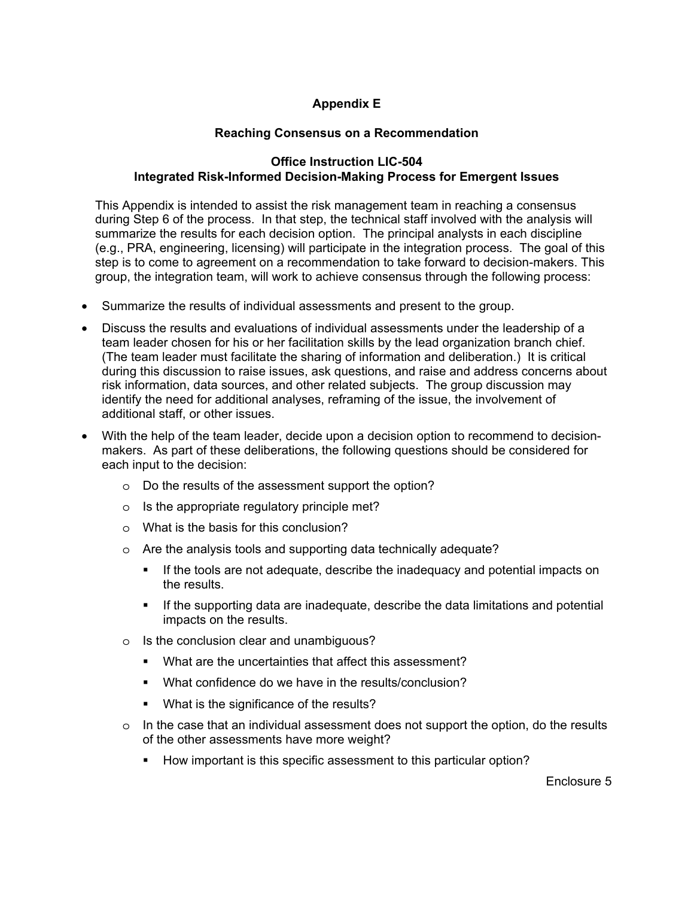# Appendix E

## Reaching Consensus on a Recommendation

### Office Instruction LIC-504
### Integrated Risk-Informed Decision-Making Process for Emergent Issues

This Appendix is intended to assist the risk management team in reaching a consensus during Step 6 of the process. In that step, the technical staff involved with the analysis will summarize the results for each decision option. The principal analysts in each discipline (e.g., PRA, engineering, licensing) will participate in the integration process. The goal of this step is to come to agreement on a recommendation to take forward to decision-makers. This group, the integration team, will work to achieve consensus through the following process:

- Summarize the results of individual assessments and present to the group.
- Discuss the results and evaluations of individual assessments under the leadership of a team leader chosen for his or her facilitation skills by the lead organization branch chief. (The team leader must facilitate the sharing of information and deliberation.) It is critical during this discussion to raise issues, ask questions, and raise and address concerns about risk information, data sources, and other related subjects. The group discussion may identify the need for additional analyses, reframing of the issue, the involvement of additional staff, or other issues.
- With the help of the team leader, decide upon a decision option to recommend to decision-makers. As part of these deliberations, the following questions should be considered for each input to the decision:
  - Do the results of the assessment support the option?
  - Is the appropriate regulatory principle met?
  - What is the basis for this conclusion?
  - Are the analysis tools and supporting data technically adequate?
    - If the tools are not adequate, describe the inadequacy and potential impacts on the results.
    - If the supporting data are inadequate, describe the data limitations and potential impacts on the results.
  - Is the conclusion clear and unambiguous?
    - What are the uncertainties that affect this assessment?
    - What confidence do we have in the results/conclusion?
    - What is the significance of the results?
  - In the case that an individual assessment does not support the option, do the results of the other assessments have more weight?
    - How important is this specific assessment to this particular option?

Enclosure 5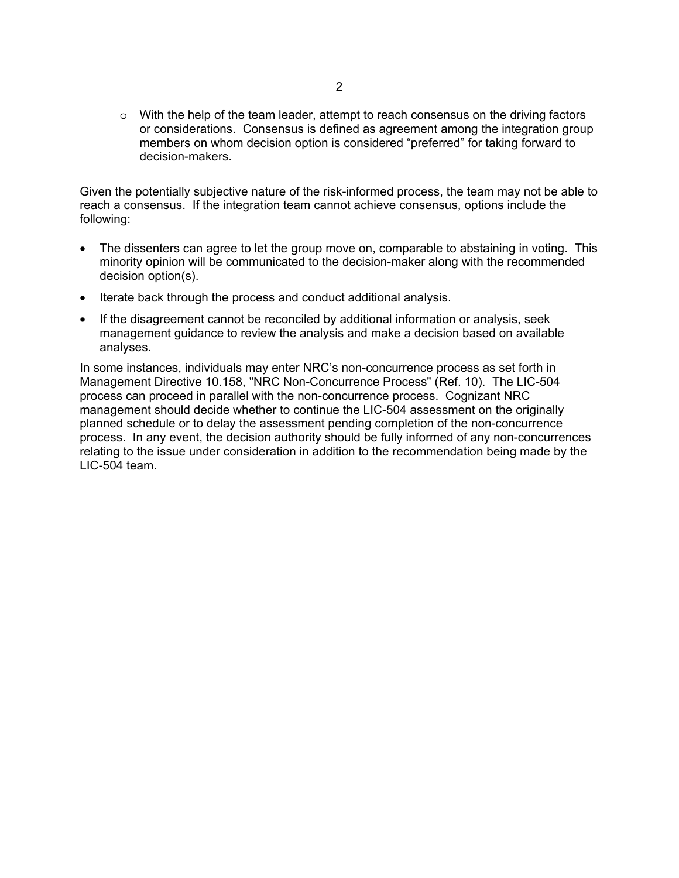- With the help of the team leader, attempt to reach consensus on the driving factors or considerations. Consensus is defined as agreement among the integration group members on whom decision option is considered "preferred" for taking forward to decision-makers.

Given the potentially subjective nature of the risk-informed process, the team may not be able to reach a consensus. If the integration team cannot achieve consensus, options include the following:

- The dissenters can agree to let the group move on, comparable to abstaining in voting. This minority opinion will be communicated to the decision-maker along with the recommended decision option(s).
- Iterate back through the process and conduct additional analysis.
- If the disagreement cannot be reconciled by additional information or analysis, seek management guidance to review the analysis and make a decision based on available analyses.

In some instances, individuals may enter NRC's non-concurrence process as set forth in Management Directive 10.158, "NRC Non-Concurrence Process" (Ref. 10). The LIC-504 process can proceed in parallel with the non-concurrence process. Cognizant NRC management should decide whether to continue the LIC-504 assessment on the originally planned schedule or to delay the assessment pending completion of the non-concurrence process. In any event, the decision authority should be fully informed of any non-concurrences relating to the issue under consideration in addition to the recommendation being made by the LIC-504 team.